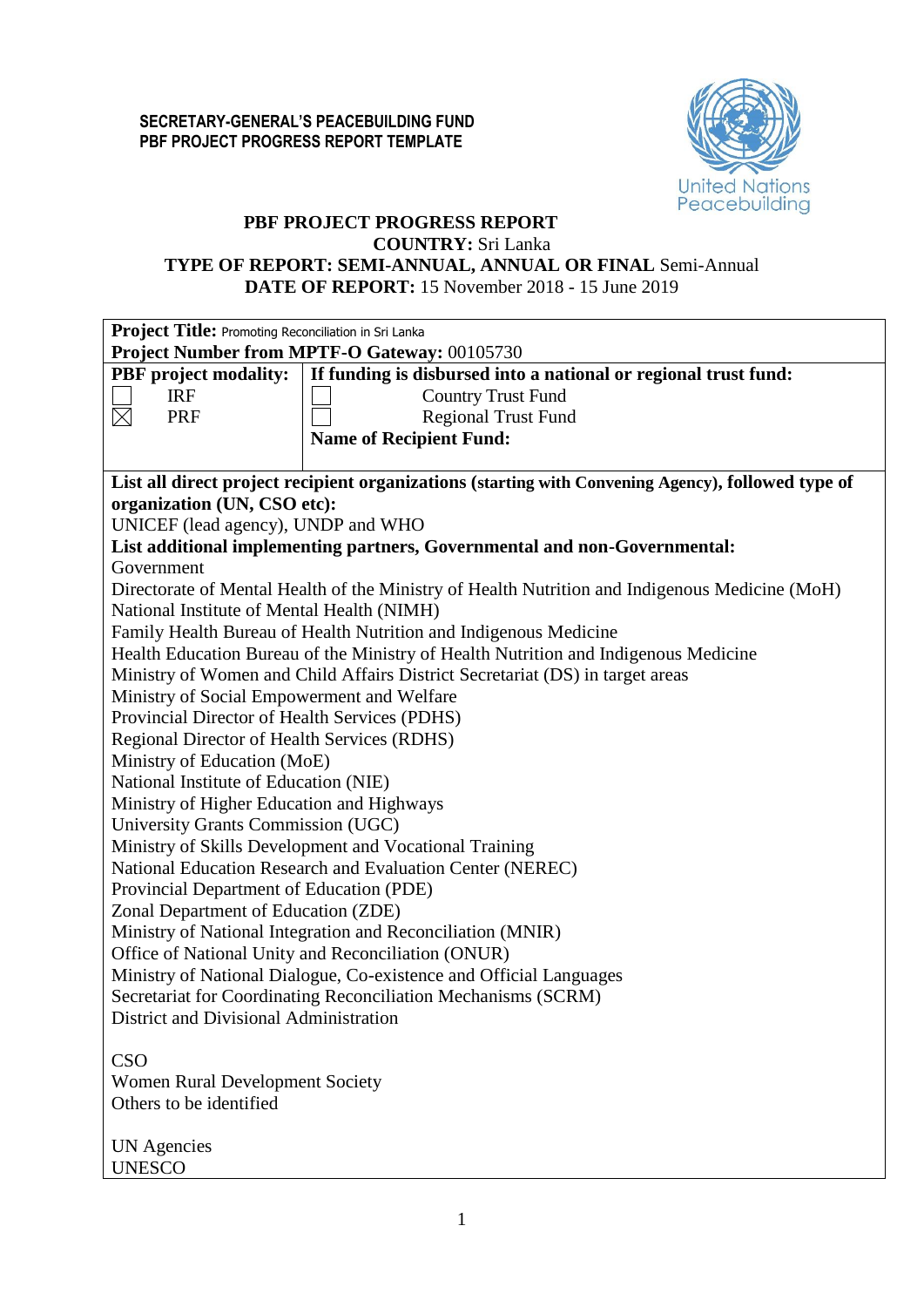**SECRETARY-GENERAL'S PEACEBUILDING FUND**
**PBF PROJECT PROGRESS REPORT TEMPLATE**

# PBF PROJECT PROGRESS REPORT

**COUNTRY:** Sri Lanka
**TYPE OF REPORT: SEMI-ANNUAL, ANNUAL OR FINAL** Semi-Annual
**DATE OF REPORT:** 15 November 2018 - 15 June 2019

**Project Title:** Promoting Reconciliation in Sri Lanka
**Project Number from MPTF-O Gateway:** 00105730

| **PBF project modality:** | **If funding is disbursed into a national or regional trust fund:** |
|---|---|
| ☐ IRF | ☐ Country Trust Fund |
| ☒ PRF | ☐ Regional Trust Fund |
| | **Name of Recipient Fund:** |

**List all direct project recipient organizations (starting with Convening Agency), followed type of organization (UN, CSO etc):**

UNICEF (lead agency), UNDP and WHO

**List additional implementing partners, Governmental and non-Governmental:**

Government
Directorate of Mental Health of the Ministry of Health Nutrition and Indigenous Medicine (MoH)
National Institute of Mental Health (NIMH)
Family Health Bureau of Health Nutrition and Indigenous Medicine
Health Education Bureau of the Ministry of Health Nutrition and Indigenous Medicine
Ministry of Women and Child Affairs District Secretariat (DS) in target areas
Ministry of Social Empowerment and Welfare
Provincial Director of Health Services (PDHS)
Regional Director of Health Services (RDHS)
Ministry of Education (MoE)
National Institute of Education (NIE)
Ministry of Higher Education and Highways
University Grants Commission (UGC)
Ministry of Skills Development and Vocational Training
National Education Research and Evaluation Center (NEREC)
Provincial Department of Education (PDE)
Zonal Department of Education (ZDE)
Ministry of National Integration and Reconciliation (MNIR)
Office of National Unity and Reconciliation (ONUR)
Ministry of National Dialogue, Co-existence and Official Languages
Secretariat for Coordinating Reconciliation Mechanisms (SCRM)
District and Divisional Administration

CSO
Women Rural Development Society
Others to be identified

UN Agencies
UNESCO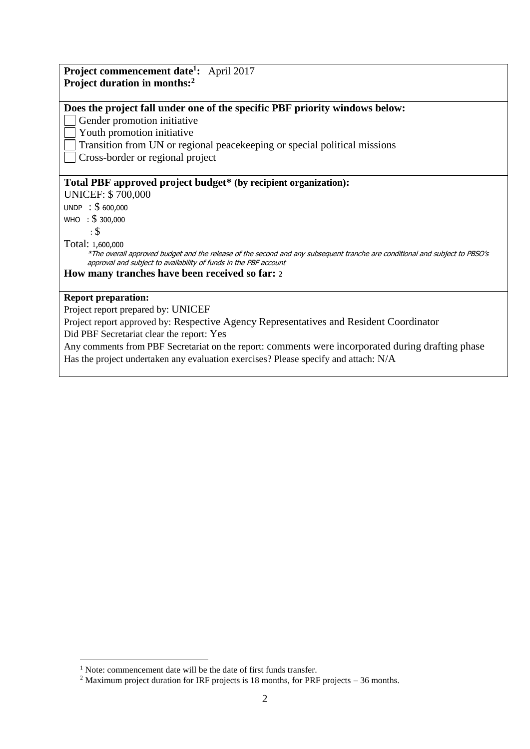**Project commencement date[1]:** April 2017
**Project duration in months:[2]**

**Does the project fall under one of the specific PBF priority windows below:**

- [ ] Gender promotion initiative
- [ ] Youth promotion initiative
- [ ] Transition from UN or regional peacekeeping or special political missions
- [ ] Cross-border or regional project

**Total PBF approved project budget* (by recipient organization):**

UNICEF: $ 700,000
UNDP : $ 600,000
WHO : $ 300,000
: $
Total: 1,600,000

*The overall approved budget and the release of the second and any subsequent tranche are conditional and subject to PBSO's approval and subject to availability of funds in the PBF account*

**How many tranches have been received so far:** 2

**Report preparation:**

Project report prepared by: UNICEF
Project report approved by: Respective Agency Representatives and Resident Coordinator
Did PBF Secretariat clear the report: Yes
Any comments from PBF Secretariat on the report: comments were incorporated during drafting phase
Has the project undertaken any evaluation exercises? Please specify and attach: N/A

---

[1] Note: commencement date will be the date of first funds transfer.
[2] Maximum project duration for IRF projects is 18 months, for PRF projects – 36 months.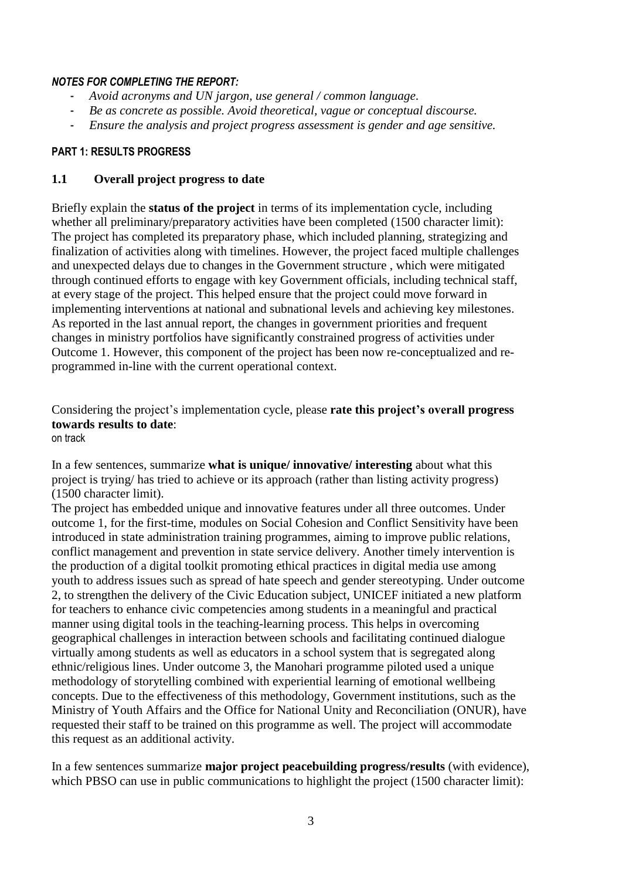***NOTES FOR COMPLETING THE REPORT:***

- *Avoid acronyms and UN jargon, use general / common language.*
- *Be as concrete as possible. Avoid theoretical, vague or conceptual discourse.*
- *Ensure the analysis and project progress assessment is gender and age sensitive.*

**PART 1: RESULTS PROGRESS**

## 1.1 Overall project progress to date

Briefly explain the **status of the project** in terms of its implementation cycle, including whether all preliminary/preparatory activities have been completed (1500 character limit):
The project has completed its preparatory phase, which included planning, strategizing and finalization of activities along with timelines. However, the project faced multiple challenges and unexpected delays due to changes in the Government structure , which were mitigated through continued efforts to engage with key Government officials, including technical staff, at every stage of the project. This helped ensure that the project could move forward in implementing interventions at national and subnational levels and achieving key milestones. As reported in the last annual report, the changes in government priorities and frequent changes in ministry portfolios have significantly constrained progress of activities under Outcome 1. However, this component of the project has been now re-conceptualized and re-programmed in-line with the current operational context.

Considering the project's implementation cycle, please **rate this project's overall progress towards results to date**:
on track

In a few sentences, summarize **what is unique/ innovative/ interesting** about what this project is trying/ has tried to achieve or its approach (rather than listing activity progress) (1500 character limit).
The project has embedded unique and innovative features under all three outcomes. Under outcome 1, for the first-time, modules on Social Cohesion and Conflict Sensitivity have been introduced in state administration training programmes, aiming to improve public relations, conflict management and prevention in state service delivery. Another timely intervention is the production of a digital toolkit promoting ethical practices in digital media use among youth to address issues such as spread of hate speech and gender stereotyping. Under outcome 2, to strengthen the delivery of the Civic Education subject, UNICEF initiated a new platform for teachers to enhance civic competencies among students in a meaningful and practical manner using digital tools in the teaching-learning process. This helps in overcoming geographical challenges in interaction between schools and facilitating continued dialogue virtually among students as well as educators in a school system that is segregated along ethnic/religious lines. Under outcome 3, the Manohari programme piloted used a unique methodology of storytelling combined with experiential learning of emotional wellbeing concepts. Due to the effectiveness of this methodology, Government institutions, such as the Ministry of Youth Affairs and the Office for National Unity and Reconciliation (ONUR), have requested their staff to be trained on this programme as well. The project will accommodate this request as an additional activity.

In a few sentences summarize **major project peacebuilding progress/results** (with evidence), which PBSO can use in public communications to highlight the project (1500 character limit):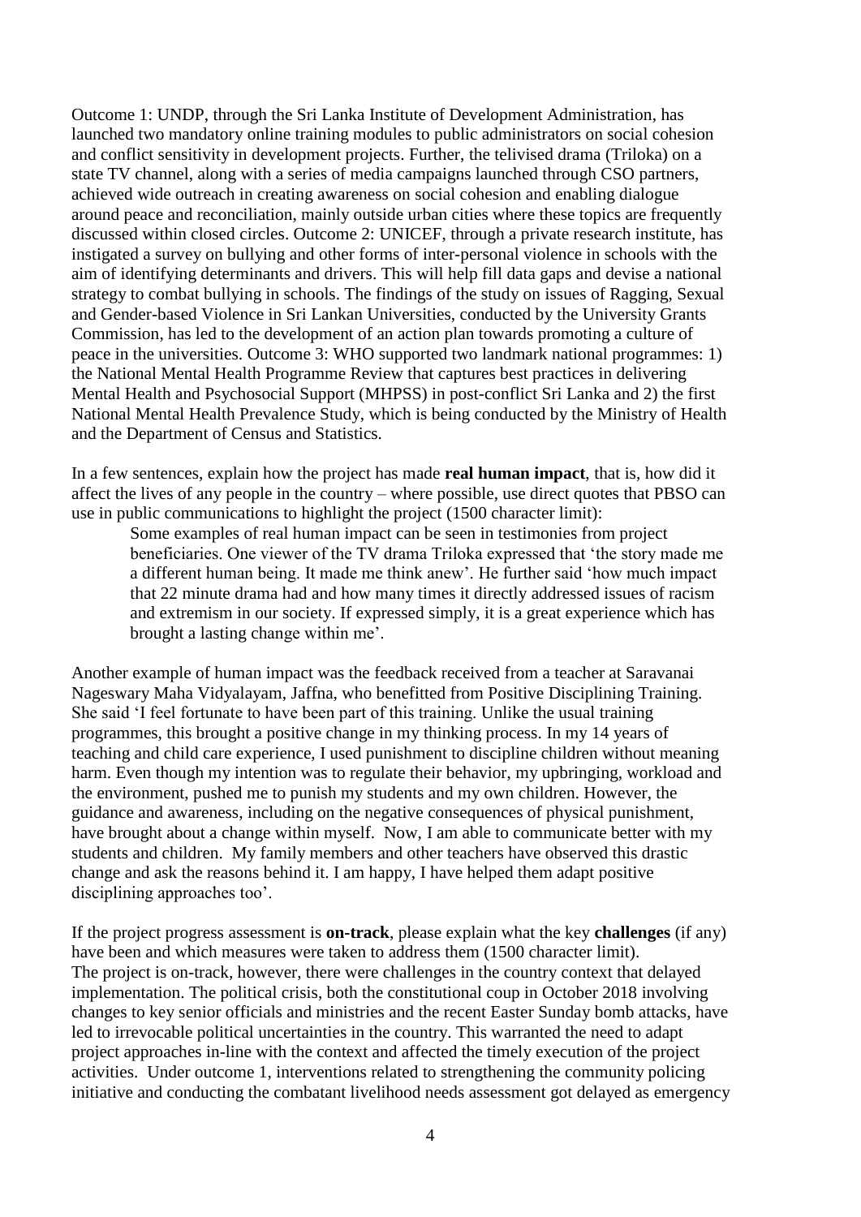Outcome 1: UNDP, through the Sri Lanka Institute of Development Administration, has launched two mandatory online training modules to public administrators on social cohesion and conflict sensitivity in development projects. Further, the telivised drama (Triloka) on a state TV channel, along with a series of media campaigns launched through CSO partners, achieved wide outreach in creating awareness on social cohesion and enabling dialogue around peace and reconciliation, mainly outside urban cities where these topics are frequently discussed within closed circles. Outcome 2: UNICEF, through a private research institute, has instigated a survey on bullying and other forms of inter-personal violence in schools with the aim of identifying determinants and drivers. This will help fill data gaps and devise a national strategy to combat bullying in schools. The findings of the study on issues of Ragging, Sexual and Gender-based Violence in Sri Lankan Universities, conducted by the University Grants Commission, has led to the development of an action plan towards promoting a culture of peace in the universities. Outcome 3: WHO supported two landmark national programmes: 1) the National Mental Health Programme Review that captures best practices in delivering Mental Health and Psychosocial Support (MHPSS) in post-conflict Sri Lanka and 2) the first National Mental Health Prevalence Study, which is being conducted by the Ministry of Health and the Department of Census and Statistics.

In a few sentences, explain how the project has made **real human impact**, that is, how did it affect the lives of any people in the country – where possible, use direct quotes that PBSO can use in public communications to highlight the project (1500 character limit):

> Some examples of real human impact can be seen in testimonies from project beneficiaries. One viewer of the TV drama Triloka expressed that 'the story made me a different human being. It made me think anew'. He further said 'how much impact that 22 minute drama had and how many times it directly addressed issues of racism and extremism in our society. If expressed simply, it is a great experience which has brought a lasting change within me'.

Another example of human impact was the feedback received from a teacher at Saravanai Nageswary Maha Vidyalayam, Jaffna, who benefitted from Positive Disciplining Training. She said 'I feel fortunate to have been part of this training. Unlike the usual training programmes, this brought a positive change in my thinking process. In my 14 years of teaching and child care experience, I used punishment to discipline children without meaning harm. Even though my intention was to regulate their behavior, my upbringing, workload and the environment, pushed me to punish my students and my own children. However, the guidance and awareness, including on the negative consequences of physical punishment, have brought about a change within myself. Now, I am able to communicate better with my students and children. My family members and other teachers have observed this drastic change and ask the reasons behind it. I am happy, I have helped them adapt positive disciplining approaches too'.

If the project progress assessment is **on-track**, please explain what the key **challenges** (if any) have been and which measures were taken to address them (1500 character limit).
The project is on-track, however, there were challenges in the country context that delayed implementation. The political crisis, both the constitutional coup in October 2018 involving changes to key senior officials and ministries and the recent Easter Sunday bomb attacks, have led to irrevocable political uncertainties in the country. This warranted the need to adapt project approaches in-line with the context and affected the timely execution of the project activities. Under outcome 1, interventions related to strengthening the community policing initiative and conducting the combatant livelihood needs assessment got delayed as emergency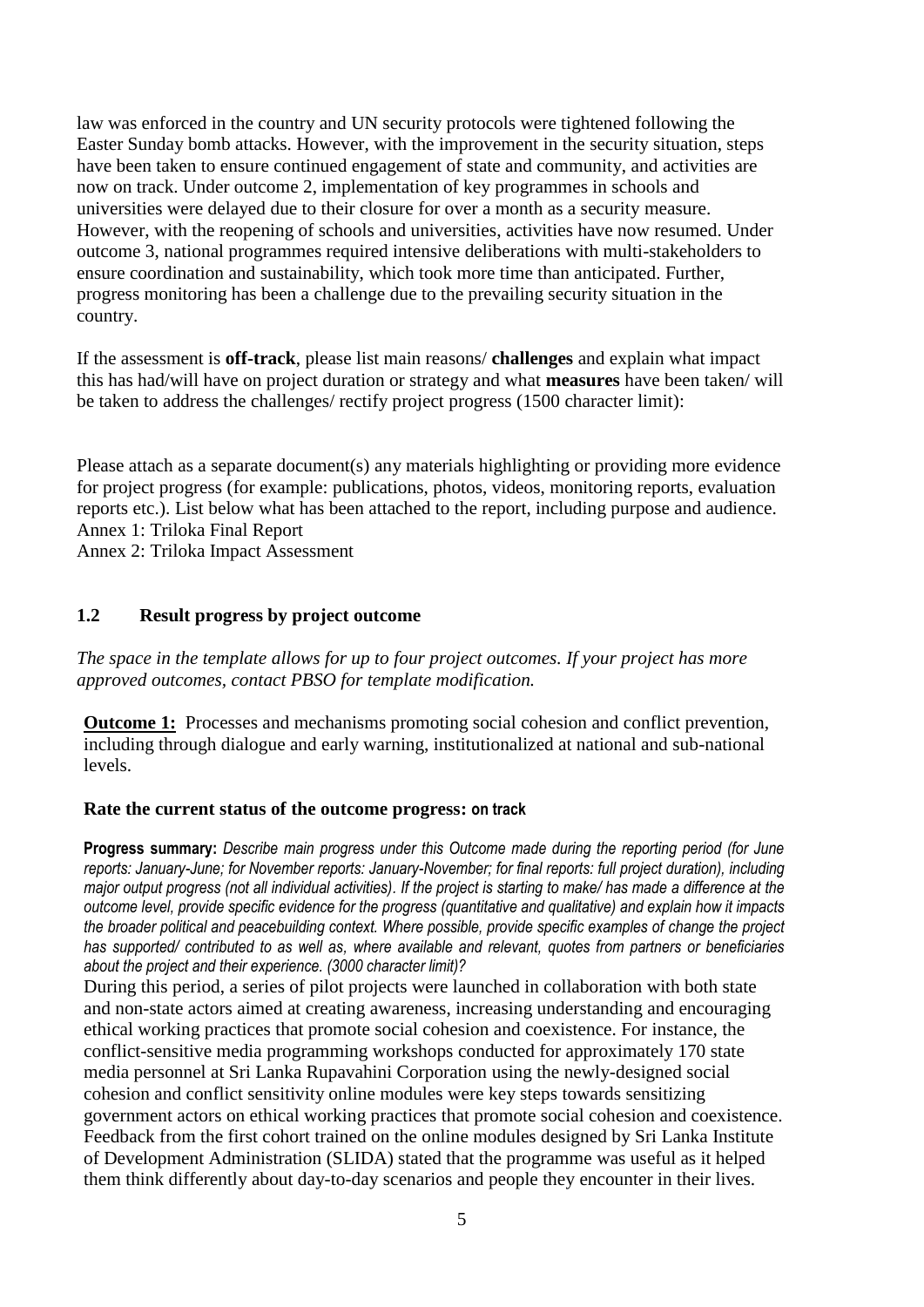law was enforced in the country and UN security protocols were tightened following the Easter Sunday bomb attacks. However, with the improvement in the security situation, steps have been taken to ensure continued engagement of state and community, and activities are now on track. Under outcome 2, implementation of key programmes in schools and universities were delayed due to their closure for over a month as a security measure. However, with the reopening of schools and universities, activities have now resumed. Under outcome 3, national programmes required intensive deliberations with multi-stakeholders to ensure coordination and sustainability, which took more time than anticipated. Further, progress monitoring has been a challenge due to the prevailing security situation in the country.

If the assessment is **off-track**, please list main reasons/ **challenges** and explain what impact this has had/will have on project duration or strategy and what **measures** have been taken/ will be taken to address the challenges/ rectify project progress (1500 character limit):

Please attach as a separate document(s) any materials highlighting or providing more evidence for project progress (for example: publications, photos, videos, monitoring reports, evaluation reports etc.). List below what has been attached to the report, including purpose and audience.
Annex 1: Triloka Final Report
Annex 2: Triloka Impact Assessment

## 1.2 Result progress by project outcome

*The space in the template allows for up to four project outcomes. If your project has more approved outcomes, contact PBSO for template modification.*

**Outcome 1:** Processes and mechanisms promoting social cohesion and conflict prevention, including through dialogue and early warning, institutionalized at national and sub-national levels.

**Rate the current status of the outcome progress: on track**

**Progress summary:** *Describe main progress under this Outcome made during the reporting period (for June reports: January-June; for November reports: January-November; for final reports: full project duration), including major output progress (not all individual activities). If the project is starting to make/ has made a difference at the outcome level, provide specific evidence for the progress (quantitative and qualitative) and explain how it impacts the broader political and peacebuilding context. Where possible, provide specific examples of change the project has supported/ contributed to as well as, where available and relevant, quotes from partners or beneficiaries about the project and their experience. (3000 character limit)?*

During this period, a series of pilot projects were launched in collaboration with both state and non-state actors aimed at creating awareness, increasing understanding and encouraging ethical working practices that promote social cohesion and coexistence. For instance, the conflict-sensitive media programming workshops conducted for approximately 170 state media personnel at Sri Lanka Rupavahini Corporation using the newly-designed social cohesion and conflict sensitivity online modules were key steps towards sensitizing government actors on ethical working practices that promote social cohesion and coexistence. Feedback from the first cohort trained on the online modules designed by Sri Lanka Institute of Development Administration (SLIDA) stated that the programme was useful as it helped them think differently about day-to-day scenarios and people they encounter in their lives.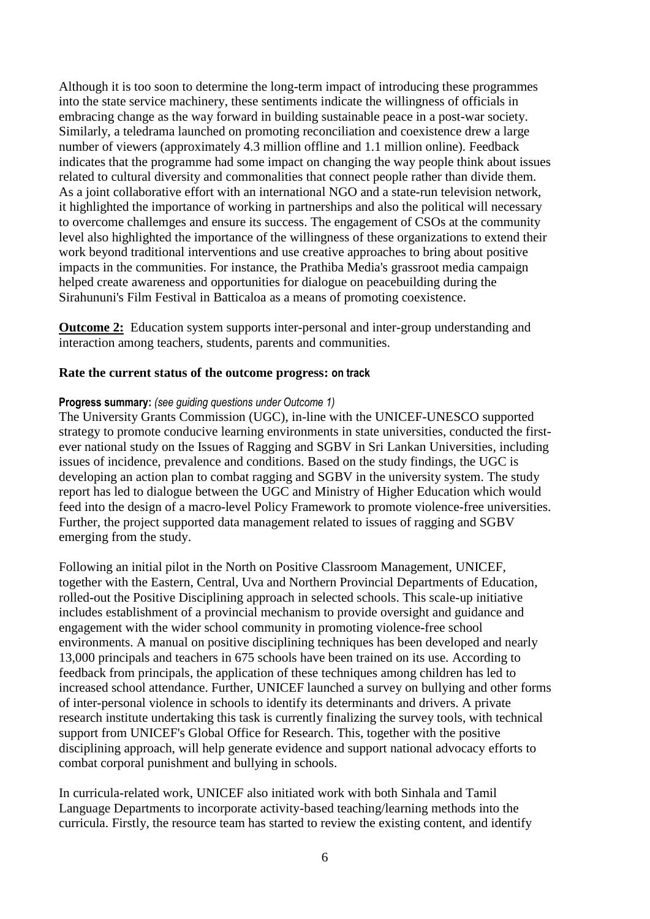Although it is too soon to determine the long-term impact of introducing these programmes into the state service machinery, these sentiments indicate the willingness of officials in embracing change as the way forward in building sustainable peace in a post-war society. Similarly, a teledrama launched on promoting reconciliation and coexistence drew a large number of viewers (approximately 4.3 million offline and 1.1 million online). Feedback indicates that the programme had some impact on changing the way people think about issues related to cultural diversity and commonalities that connect people rather than divide them. As a joint collaborative effort with an international NGO and a state-run television network, it highlighted the importance of working in partnerships and also the political will necessary to overcome challemges and ensure its success. The engagement of CSOs at the community level also highlighted the importance of the willingness of these organizations to extend their work beyond traditional interventions and use creative approaches to bring about positive impacts in the communities. For instance, the Prathiba Media's grassroot media campaign helped create awareness and opportunities for dialogue on peacebuilding during the Sirahununi's Film Festival in Batticaloa as a means of promoting coexistence.

**Outcome 2:** Education system supports inter-personal and inter-group understanding and interaction among teachers, students, parents and communities.

**Rate the current status of the outcome progress: on track**

**Progress summary:** *(see guiding questions under Outcome 1)*

The University Grants Commission (UGC), in-line with the UNICEF-UNESCO supported strategy to promote conducive learning environments in state universities, conducted the first-ever national study on the Issues of Ragging and SGBV in Sri Lankan Universities, including issues of incidence, prevalence and conditions. Based on the study findings, the UGC is developing an action plan to combat ragging and SGBV in the university system. The study report has led to dialogue between the UGC and Ministry of Higher Education which would feed into the design of a macro-level Policy Framework to promote violence-free universities. Further, the project supported data management related to issues of ragging and SGBV emerging from the study.

Following an initial pilot in the North on Positive Classroom Management, UNICEF, together with the Eastern, Central, Uva and Northern Provincial Departments of Education, rolled-out the Positive Disciplining approach in selected schools. This scale-up initiative includes establishment of a provincial mechanism to provide oversight and guidance and engagement with the wider school community in promoting violence-free school environments. A manual on positive disciplining techniques has been developed and nearly 13,000 principals and teachers in 675 schools have been trained on its use. According to feedback from principals, the application of these techniques among children has led to increased school attendance. Further, UNICEF launched a survey on bullying and other forms of inter-personal violence in schools to identify its determinants and drivers. A private research institute undertaking this task is currently finalizing the survey tools, with technical support from UNICEF's Global Office for Research. This, together with the positive disciplining approach, will help generate evidence and support national advocacy efforts to combat corporal punishment and bullying in schools.

In curricula-related work, UNICEF also initiated work with both Sinhala and Tamil Language Departments to incorporate activity-based teaching/learning methods into the curricula. Firstly, the resource team has started to review the existing content, and identify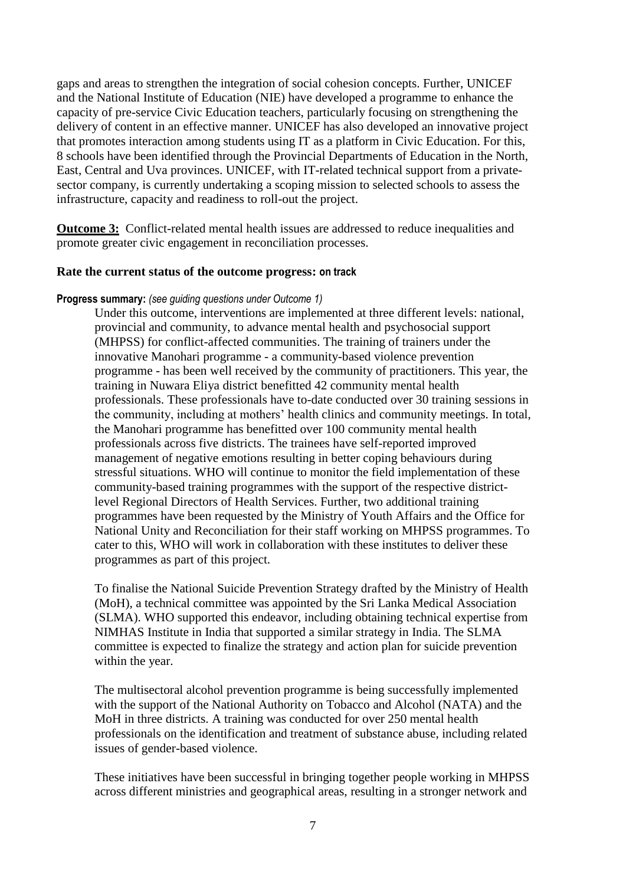gaps and areas to strengthen the integration of social cohesion concepts. Further, UNICEF and the National Institute of Education (NIE) have developed a programme to enhance the capacity of pre-service Civic Education teachers, particularly focusing on strengthening the delivery of content in an effective manner. UNICEF has also developed an innovative project that promotes interaction among students using IT as a platform in Civic Education. For this, 8 schools have been identified through the Provincial Departments of Education in the North, East, Central and Uva provinces. UNICEF, with IT-related technical support from a private-sector company, is currently undertaking a scoping mission to selected schools to assess the infrastructure, capacity and readiness to roll-out the project.

**Outcome 3:** Conflict-related mental health issues are addressed to reduce inequalities and promote greater civic engagement in reconciliation processes.

**Rate the current status of the outcome progress: on track**

**Progress summary:** *(see guiding questions under Outcome 1)*

Under this outcome, interventions are implemented at three different levels: national, provincial and community, to advance mental health and psychosocial support (MHPSS) for conflict-affected communities. The training of trainers under the innovative Manohari programme - a community-based violence prevention programme - has been well received by the community of practitioners. This year, the training in Nuwara Eliya district benefitted 42 community mental health professionals. These professionals have to-date conducted over 30 training sessions in the community, including at mothers' health clinics and community meetings. In total, the Manohari programme has benefitted over 100 community mental health professionals across five districts. The trainees have self-reported improved management of negative emotions resulting in better coping behaviours during stressful situations. WHO will continue to monitor the field implementation of these community-based training programmes with the support of the respective district-level Regional Directors of Health Services. Further, two additional training programmes have been requested by the Ministry of Youth Affairs and the Office for National Unity and Reconciliation for their staff working on MHPSS programmes. To cater to this, WHO will work in collaboration with these institutes to deliver these programmes as part of this project.

To finalise the National Suicide Prevention Strategy drafted by the Ministry of Health (MoH), a technical committee was appointed by the Sri Lanka Medical Association (SLMA). WHO supported this endeavor, including obtaining technical expertise from NIMHAS Institute in India that supported a similar strategy in India. The SLMA committee is expected to finalize the strategy and action plan for suicide prevention within the year.

The multisectoral alcohol prevention programme is being successfully implemented with the support of the National Authority on Tobacco and Alcohol (NATA) and the MoH in three districts. A training was conducted for over 250 mental health professionals on the identification and treatment of substance abuse, including related issues of gender-based violence.

These initiatives have been successful in bringing together people working in MHPSS across different ministries and geographical areas, resulting in a stronger network and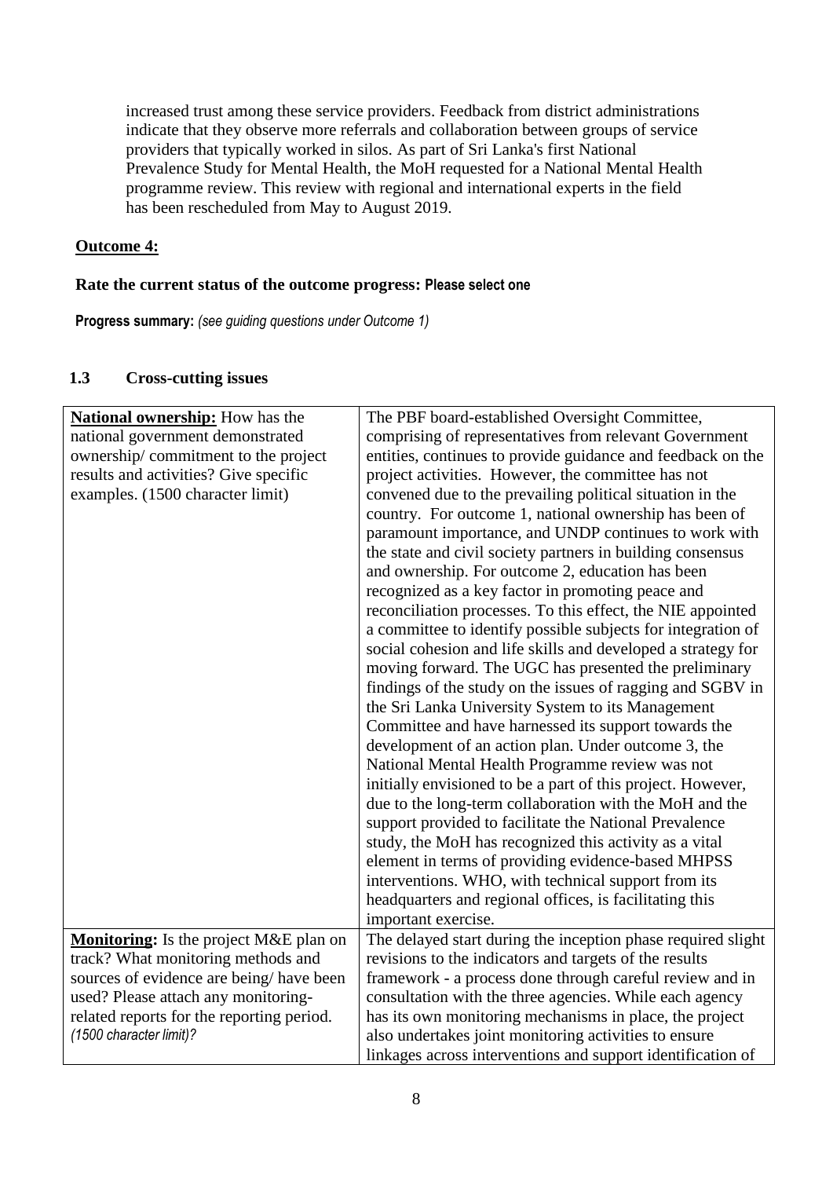increased trust among these service providers. Feedback from district administrations indicate that they observe more referrals and collaboration between groups of service providers that typically worked in silos. As part of Sri Lanka's first National Prevalence Study for Mental Health, the MoH requested for a National Mental Health programme review. This review with regional and international experts in the field has been rescheduled from May to August 2019.

**Outcome 4:**

**Rate the current status of the outcome progress: Please select one**

**Progress summary:** *(see guiding questions under Outcome 1)*

### 1.3 Cross-cutting issues

| | |
|---|---|
| **National ownership:** How has the national government demonstrated ownership/ commitment to the project results and activities? Give specific examples. (1500 character limit) | The PBF board-established Oversight Committee, comprising of representatives from relevant Government entities, continues to provide guidance and feedback on the project activities. However, the committee has not convened due to the prevailing political situation in the country. For outcome 1, national ownership has been of paramount importance, and UNDP continues to work with the state and civil society partners in building consensus and ownership. For outcome 2, education has been recognized as a key factor in promoting peace and reconciliation processes. To this effect, the NIE appointed a committee to identify possible subjects for integration of social cohesion and life skills and developed a strategy for moving forward. The UGC has presented the preliminary findings of the study on the issues of ragging and SGBV in the Sri Lanka University System to its Management Committee and have harnessed its support towards the development of an action plan. Under outcome 3, the National Mental Health Programme review was not initially envisioned to be a part of this project. However, due to the long-term collaboration with the MoH and the support provided to facilitate the National Prevalence study, the MoH has recognized this activity as a vital element in terms of providing evidence-based MHPSS interventions. WHO, with technical support from its headquarters and regional offices, is facilitating this important exercise. |
| **Monitoring:** Is the project M&E plan on track? What monitoring methods and sources of evidence are being/ have been used? Please attach any monitoring-related reports for the reporting period. *(1500 character limit)?* | The delayed start during the inception phase required slight revisions to the indicators and targets of the results framework - a process done through careful review and in consultation with the three agencies. While each agency has its own monitoring mechanisms in place, the project also undertakes joint monitoring activities to ensure linkages across interventions and support identification of |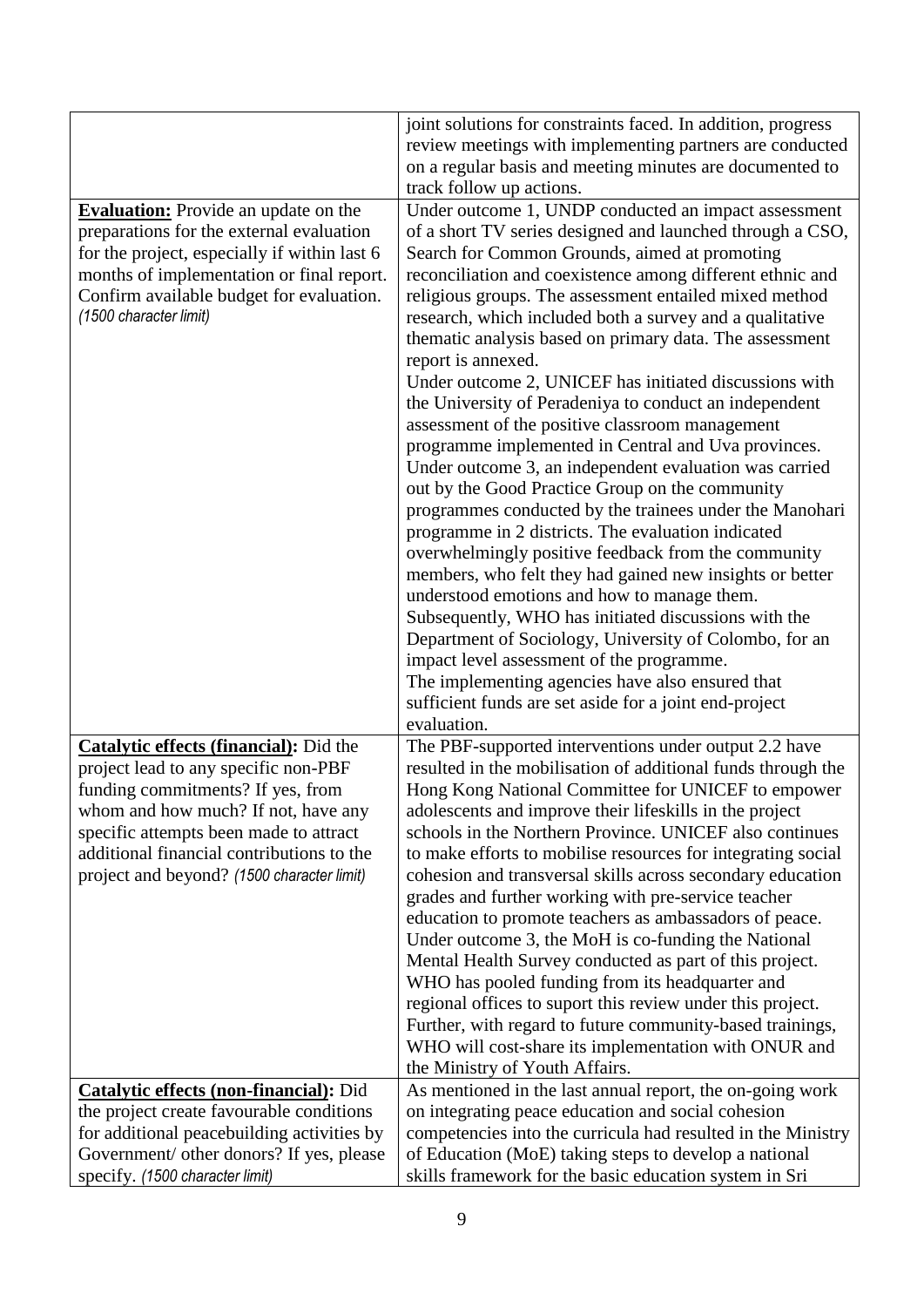| | |
|---|---|
| | joint solutions for constraints faced. In addition, progress review meetings with implementing partners are conducted on a regular basis and meeting minutes are documented to track follow up actions. |
| **Evaluation:** Provide an update on the preparations for the external evaluation for the project, especially if within last 6 months of implementation or final report. Confirm available budget for evaluation. *(1500 character limit)* | Under outcome 1, UNDP conducted an impact assessment of a short TV series designed and launched through a CSO, Search for Common Grounds, aimed at promoting reconciliation and coexistence among different ethnic and religious groups. The assessment entailed mixed method research, which included both a survey and a qualitative thematic analysis based on primary data. The assessment report is annexed.<br>Under outcome 2, UNICEF has initiated discussions with the University of Peradeniya to conduct an independent assessment of the positive classroom management programme implemented in Central and Uva provinces.<br>Under outcome 3, an independent evaluation was carried out by the Good Practice Group on the community programmes conducted by the trainees under the Manohari programme in 2 districts. The evaluation indicated overwhelmingly positive feedback from the community members, who felt they had gained new insights or better understood emotions and how to manage them.<br>Subsequently, WHO has initiated discussions with the Department of Sociology, University of Colombo, for an impact level assessment of the programme.<br>The implementing agencies have also ensured that sufficient funds are set aside for a joint end-project evaluation. |
| **Catalytic effects (financial):** Did the project lead to any specific non-PBF funding commitments? If yes, from whom and how much? If not, have any specific attempts been made to attract additional financial contributions to the project and beyond? *(1500 character limit)* | The PBF-supported interventions under output 2.2 have resulted in the mobilisation of additional funds through the Hong Kong National Committee for UNICEF to empower adolescents and improve their lifeskills in the project schools in the Northern Province. UNICEF also continues to make efforts to mobilise resources for integrating social cohesion and transversal skills across secondary education grades and further working with pre-service teacher education to promote teachers as ambassadors of peace.<br>Under outcome 3, the MoH is co-funding the National Mental Health Survey conducted as part of this project. WHO has pooled funding from its headquarter and regional offices to suport this review under this project. Further, with regard to future community-based trainings, WHO will cost-share its implementation with ONUR and the Ministry of Youth Affairs. |
| **Catalytic effects (non-financial):** Did the project create favourable conditions for additional peacebuilding activities by Government/ other donors? If yes, please specify. *(1500 character limit)* | As mentioned in the last annual report, the on-going work on integrating peace education and social cohesion competencies into the curricula had resulted in the Ministry of Education (MoE) taking steps to develop a national skills framework for the basic education system in Sri |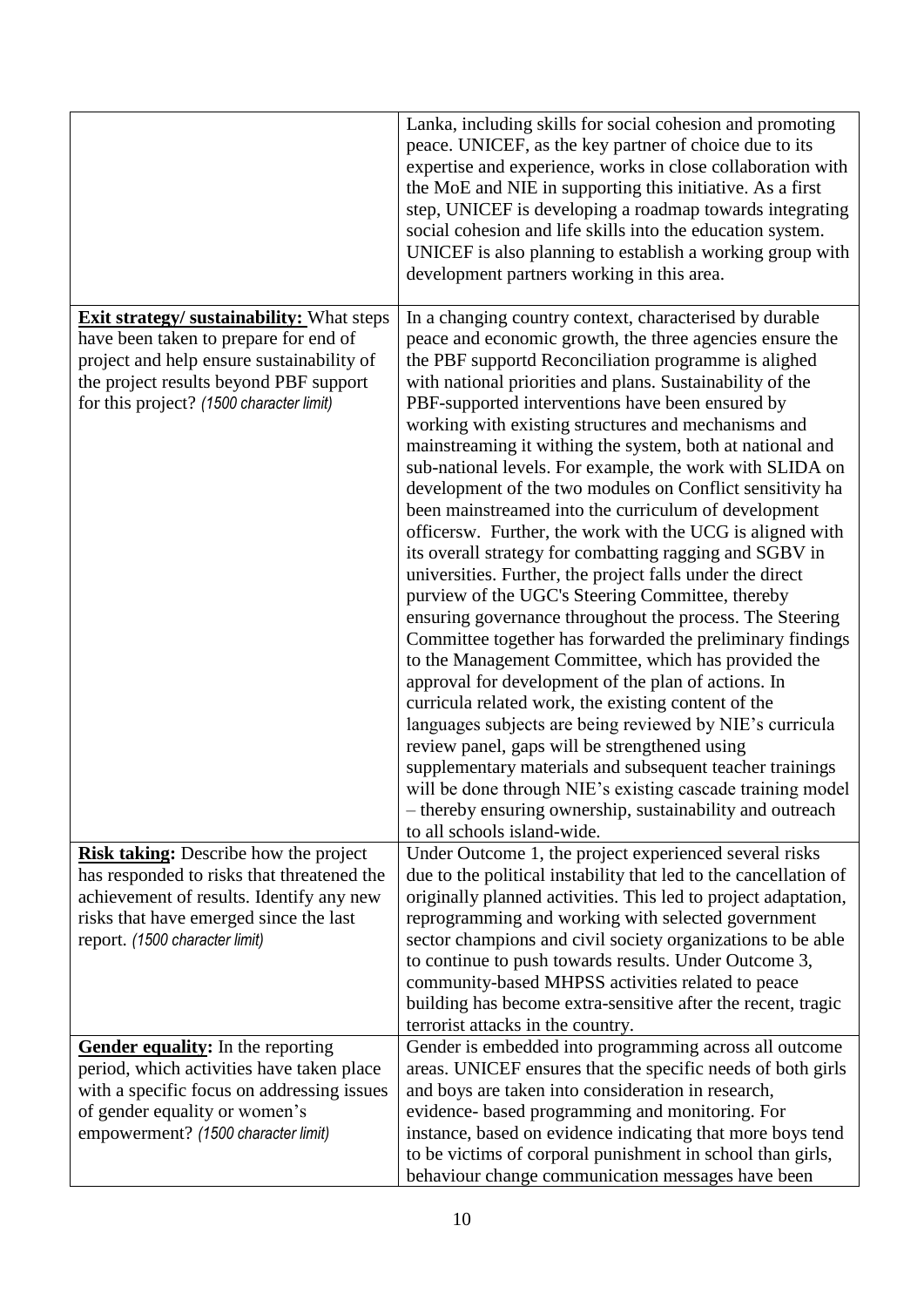| | |
|---|---|
| | Lanka, including skills for social cohesion and promoting peace. UNICEF, as the key partner of choice due to its expertise and experience, works in close collaboration with the MoE and NIE in supporting this initiative. As a first step, UNICEF is developing a roadmap towards integrating social cohesion and life skills into the education system. UNICEF is also planning to establish a working group with development partners working in this area. |
| **Exit strategy/ sustainability:** What steps have been taken to prepare for end of project and help ensure sustainability of the project results beyond PBF support for this project? *(1500 character limit)* | In a changing country context, characterised by durable peace and economic growth, the three agencies ensure the the PBF supportd Reconciliation programme is alighed with national priorities and plans. Sustainability of the PBF-supported interventions have been ensured by working with existing structures and mechanisms and mainstreaming it withing the system, both at national and sub-national levels. For example, the work with SLIDA on development of the two modules on Conflict sensitivity ha been mainstreamed into the curriculum of development officersw. Further, the work with the UCG is aligned with its overall strategy for combatting ragging and SGBV in universities. Further, the project falls under the direct purview of the UGC's Steering Committee, thereby ensuring governance throughout the process. The Steering Committee together has forwarded the preliminary findings to the Management Committee, which has provided the approval for development of the plan of actions. In curricula related work, the existing content of the languages subjects are being reviewed by NIE's curricula review panel, gaps will be strengthened using supplementary materials and subsequent teacher trainings will be done through NIE's existing cascade training model – thereby ensuring ownership, sustainability and outreach to all schools island-wide. |
| **Risk taking:** Describe how the project has responded to risks that threatened the achievement of results. Identify any new risks that have emerged since the last report. *(1500 character limit)* | Under Outcome 1, the project experienced several risks due to the political instability that led to the cancellation of originally planned activities. This led to project adaptation, reprogramming and working with selected government sector champions and civil society organizations to be able to continue to push towards results. Under Outcome 3, community-based MHPSS activities related to peace building has become extra-sensitive after the recent, tragic terrorist attacks in the country. |
| **Gender equality:** In the reporting period, which activities have taken place with a specific focus on addressing issues of gender equality or women's empowerment? *(1500 character limit)* | Gender is embedded into programming across all outcome areas. UNICEF ensures that the specific needs of both girls and boys are taken into consideration in research, evidence- based programming and monitoring. For instance, based on evidence indicating that more boys tend to be victims of corporal punishment in school than girls, behaviour change communication messages have been |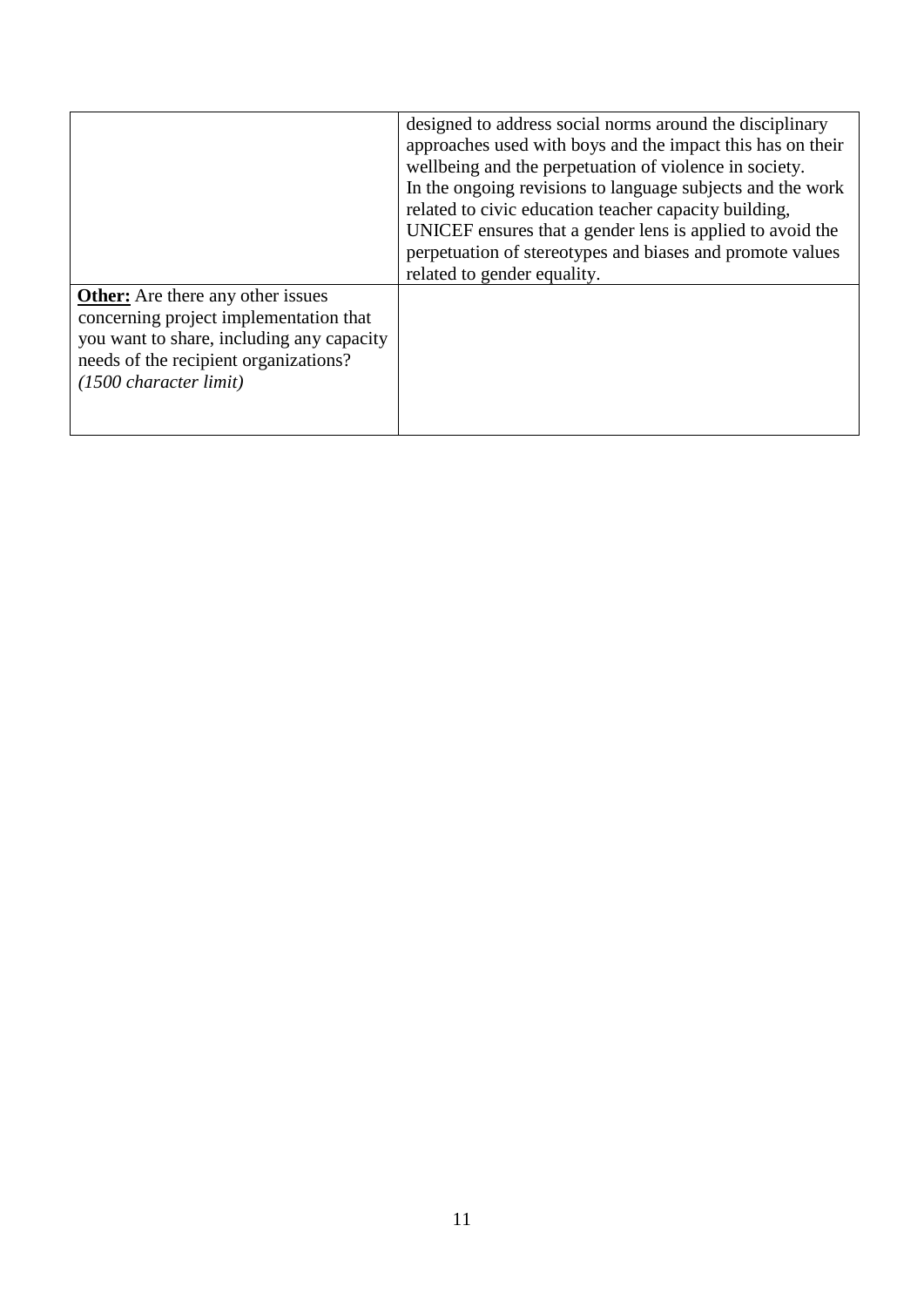| | |
|---|---|
| | designed to address social norms around the disciplinary approaches used with boys and the impact this has on their wellbeing and the perpetuation of violence in society.<br>In the ongoing revisions to language subjects and the work related to civic education teacher capacity building, UNICEF ensures that a gender lens is applied to avoid the perpetuation of stereotypes and biases and promote values related to gender equality. |
| **Other:** Are there any other issues concerning project implementation that you want to share, including any capacity needs of the recipient organizations? *(1500 character limit)* | |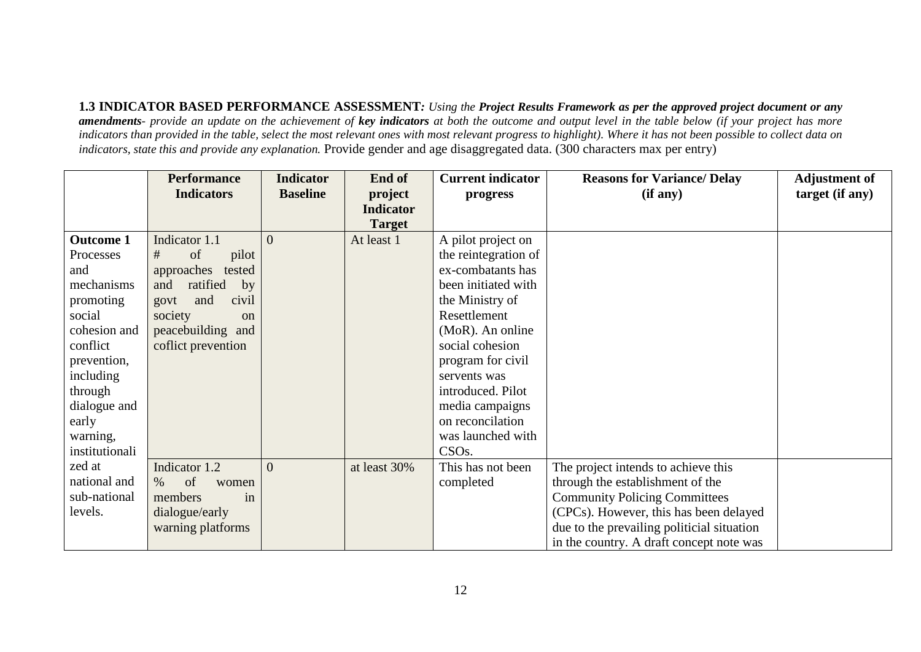**1.3 INDICATOR BASED PERFORMANCE ASSESSMENT***: Using the **Project Results Framework as per the approved project document or any amendments**- provide an update on the achievement of **key indicators** at both the outcome and output level in the table below (if your project has more indicators than provided in the table, select the most relevant ones with most relevant progress to highlight). Where it has not been possible to collect data on indicators, state this and provide any explanation.* Provide gender and age disaggregated data. (300 characters max per entry)

| | Performance Indicators | Indicator Baseline | End of project Indicator Target | Current indicator progress | Reasons for Variance/ Delay (if any) | Adjustment of target (if any) |
|---|---|---|---|---|---|---|
| **Outcome 1** Processes and mechanisms promoting social cohesion and conflict prevention, including through dialogue and early warning, institutionalized at national and sub-national levels. | Indicator 1.1 # of pilot approaches tested and ratified by govt and civil society on peacebuilding and coflict prevention | 0 | At least 1 | A pilot project on the reintegration of ex-combatants has been initiated with the Ministry of Resettlement (MoR). An online social cohesion program for civil servents was introduced. Pilot media campaigns on reconcilation was launched with CSOs. | | |
| | Indicator 1.2 % of women members in dialogue/early warning platforms | 0 | at least 30% | This has not been completed | The project intends to achieve this through the establishment of the Community Policing Committees (CPCs). However, this has been delayed due to the prevailing politicial situation in the country. A draft concept note was | |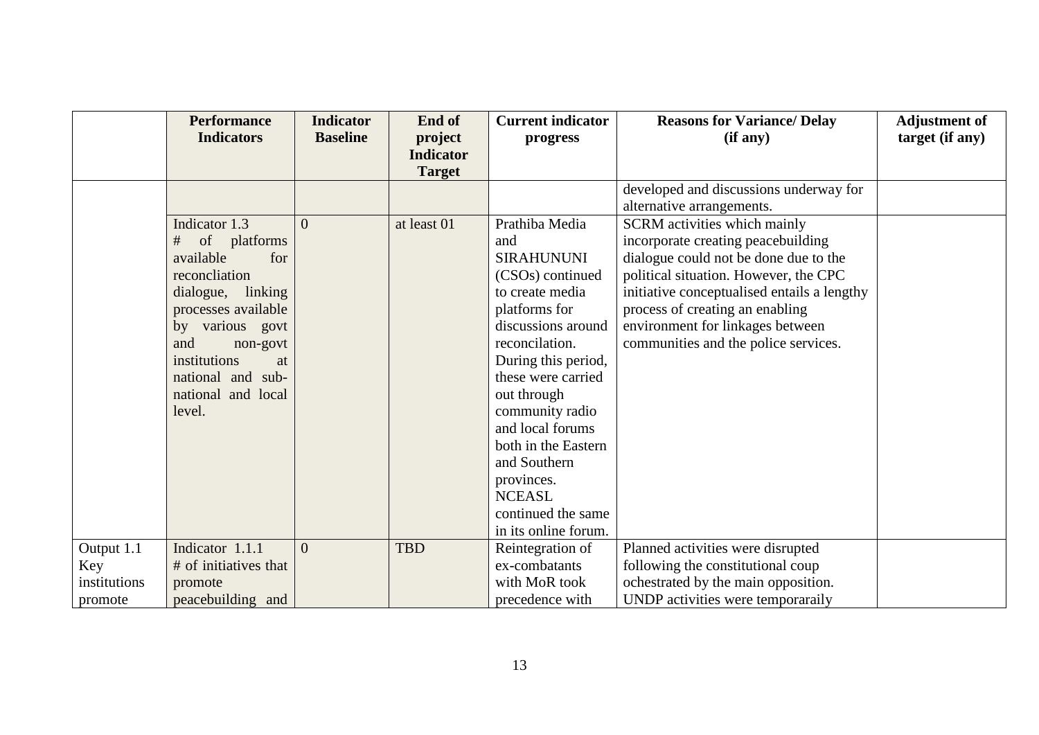| | Performance Indicators | Indicator Baseline | End of project Indicator Target | Current indicator progress | Reasons for Variance/ Delay (if any) | Adjustment of target (if any) |
|---|---|---|---|---|---|---|
| | | | | | developed and discussions underway for alternative arrangements. | |
| | Indicator 1.3 # of platforms available for reconcliation dialogue, linking processes available by various govt and non-govt institutions at national and sub-national and local level. | 0 | at least 01 | Prathiba Media and SIRAHUNUNI (CSOs) continued to create media platforms for discussions around reconcilation. During this period, these were carried out through community radio and local forums both in the Eastern and Southern provinces. NCEASL continued the same in its online forum. | SCRM activities which mainly incorporate creating peacebuilding dialogue could not be done due to the political situation. However, the CPC initiative conceptualised entails a lengthy process of creating an enabling environment for linkages between communities and the police services. | |
| Output 1.1 Key institutions promote | Indicator 1.1.1 # of initiatives that promote peacebuilding and | 0 | TBD | Reintegration of ex-combatants with MoR took precedence with | Planned activities were disrupted following the constitutional coup ochestrated by the main opposition. UNDP activities were temporaraily | |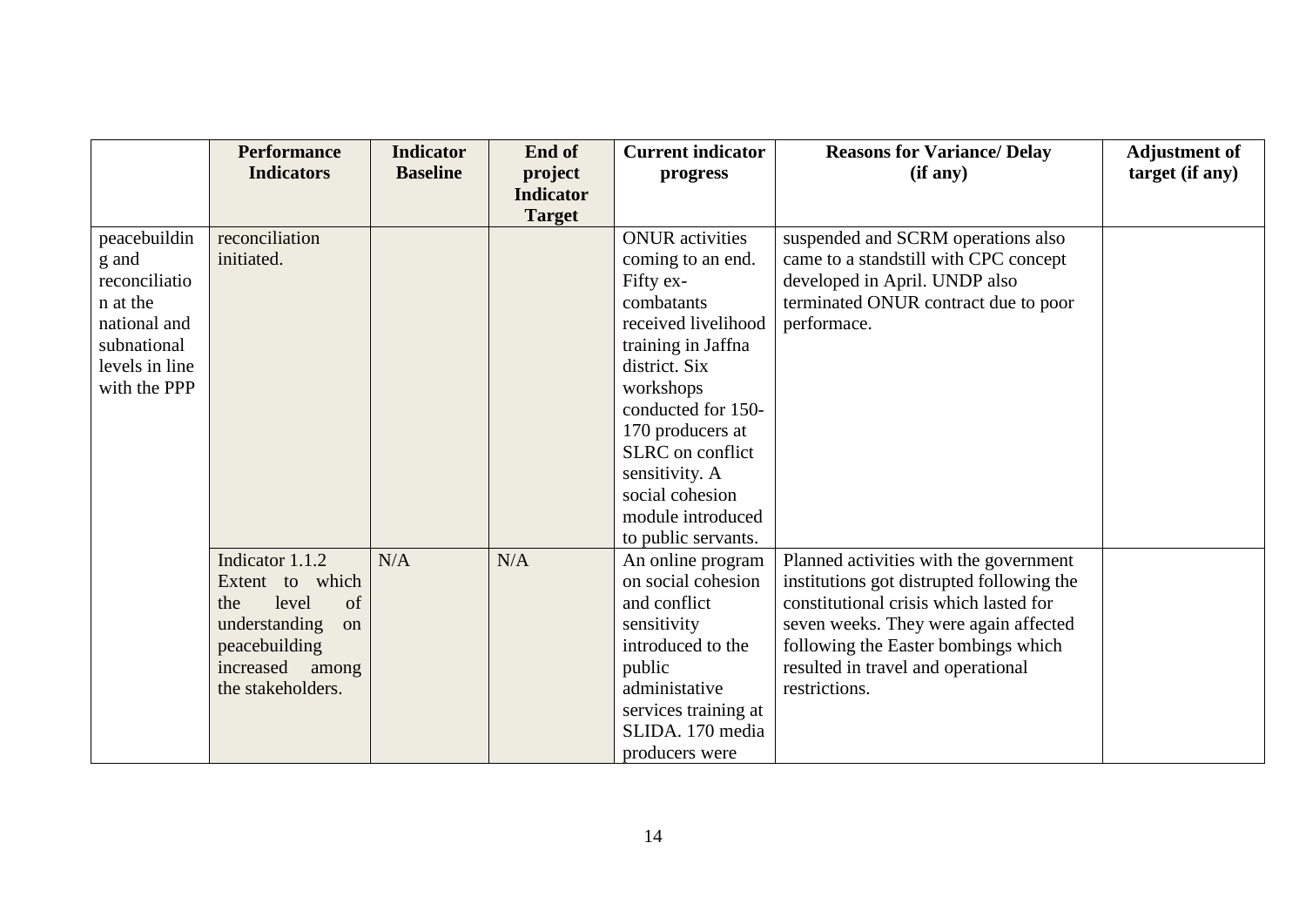| | Performance Indicators | Indicator Baseline | End of project Indicator Target | Current indicator progress | Reasons for Variance/ Delay (if any) | Adjustment of target (if any) |
|---|---|---|---|---|---|---|
| peacebuilding and reconciliation at the national and subnational levels in line with the PPP | reconciliation initiated. | | | ONUR activities coming to an end. Fifty ex-combatants received livelihood training in Jaffna district. Six workshops conducted for 150-170 producers at SLRC on conflict sensitivity. A social cohesion module introduced to public servants. | suspended and SCRM operations also came to a standstill with CPC concept developed in April. UNDP also terminated ONUR contract due to poor performace. | |
| | Indicator 1.1.2 Extent to which the level of understanding on peacebuilding increased among the stakeholders. | N/A | N/A | An online program on social cohesion and conflict sensitivity introduced to the public administative services training at SLIDA. 170 media producers were | Planned activities with the government institutions got distrupted following the constitutional crisis which lasted for seven weeks. They were again affected following the Easter bombings which resulted in travel and operational restrictions. | |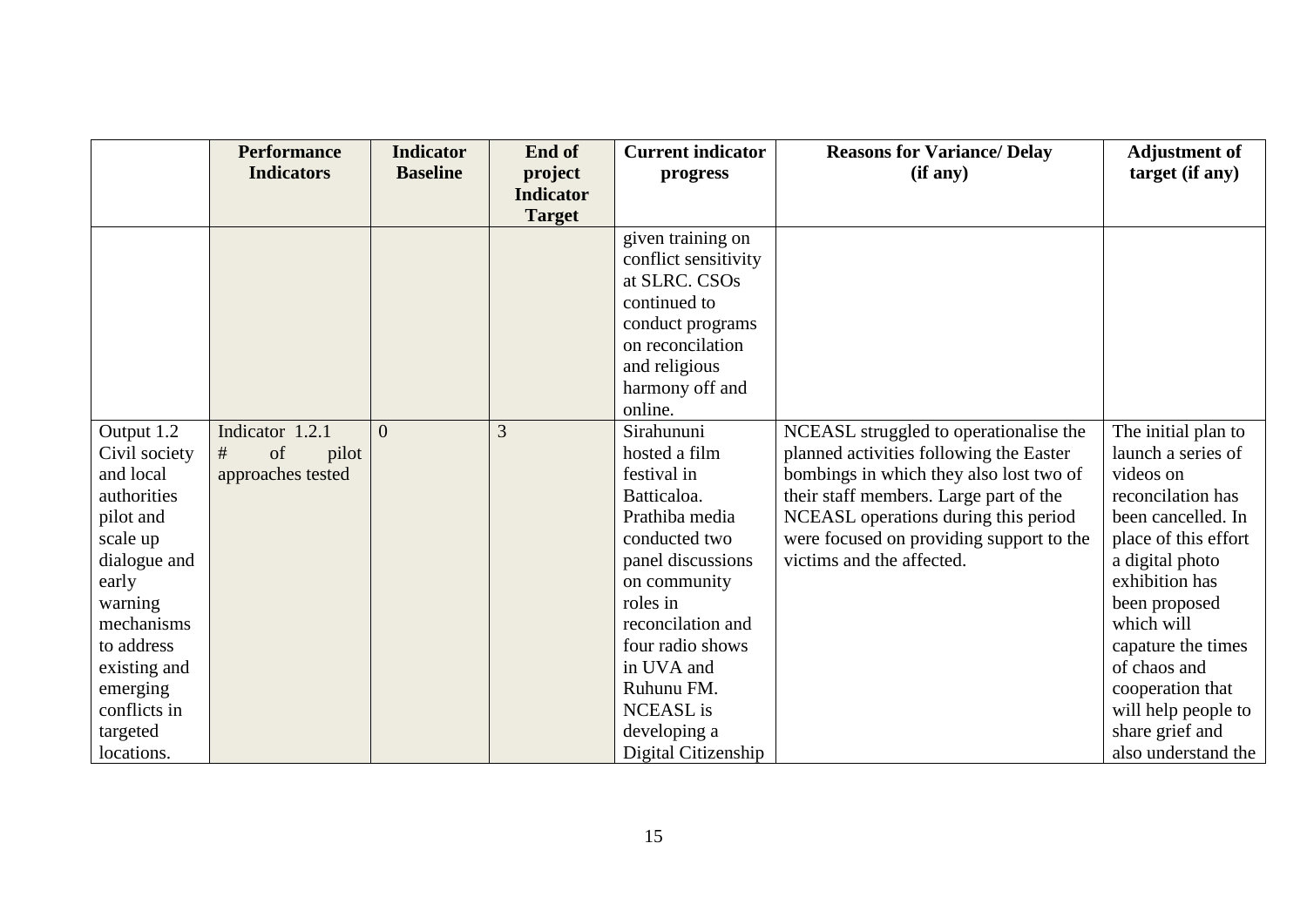|  | Performance Indicators | Indicator Baseline | End of project Indicator Target | Current indicator progress | Reasons for Variance/ Delay (if any) | Adjustment of target (if any) |
|---|---|---|---|---|---|---|
|  |  |  |  | given training on conflict sensitivity at SLRC. CSOs continued to conduct programs on reconcilation and religious harmony off and online. |  |  |
| Output 1.2 Civil society and local authorities pilot and scale up dialogue and early warning mechanisms to address existing and emerging conflicts in targeted locations. | Indicator 1.2.1 # of pilot approaches tested | 0 | 3 | Sirahununi hosted a film festival in Batticaloa. Prathiba media conducted two panel discussions on community roles in reconcilation and four radio shows in UVA and Ruhunu FM. NCEASL is developing a Digital Citizenship | NCEASL struggled to operationalise the planned activities following the Easter bombings in which they also lost two of their staff members. Large part of the NCEASL operations during this period were focused on providing support to the victims and the affected. | The initial plan to launch a series of videos on reconciliation has been cancelled. In place of this effort a digital photo exhibition has been proposed which will capature the times of chaos and cooperation that will help people to share grief and also understand the |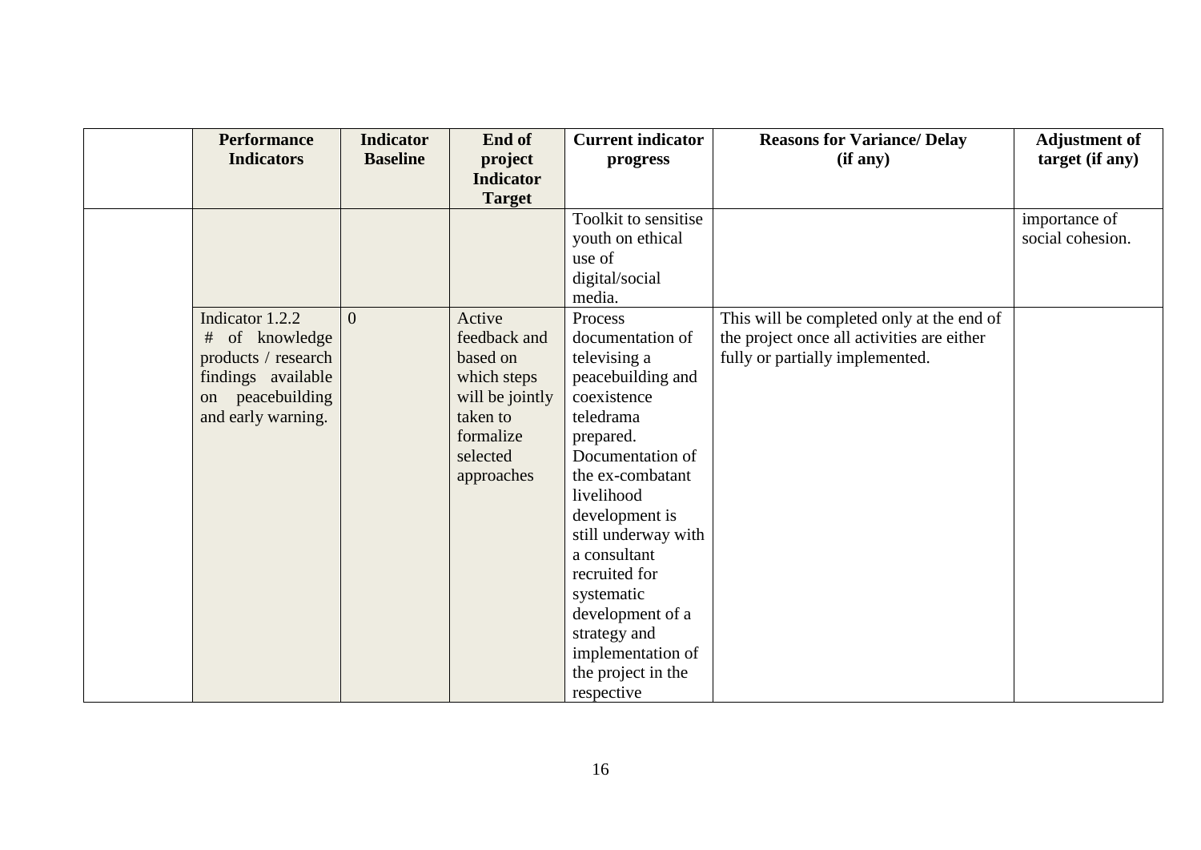| | Performance Indicators | Indicator Baseline | End of project Indicator Target | Current indicator progress | Reasons for Variance/ Delay (if any) | Adjustment of target (if any) |
|---|---|---|---|---|---|---|
| | | | | Toolkit to sensitise youth on ethical use of digital/social media. | | importance of social cohesion. |
| | Indicator 1.2.2 # of knowledge products / research findings available on peacebuilding and early warning. | 0 | Active feedback and based on which steps will be jointly taken to formalize selected approaches | Process documentation of televising a peacebuilding and coexistence teledrama prepared. Documentation of the ex-combatant livelihood development is still underway with a consultant recruited for systematic development of a strategy and implementation of the project in the respective | This will be completed only at the end of the project once all activities are either fully or partially implemented. | |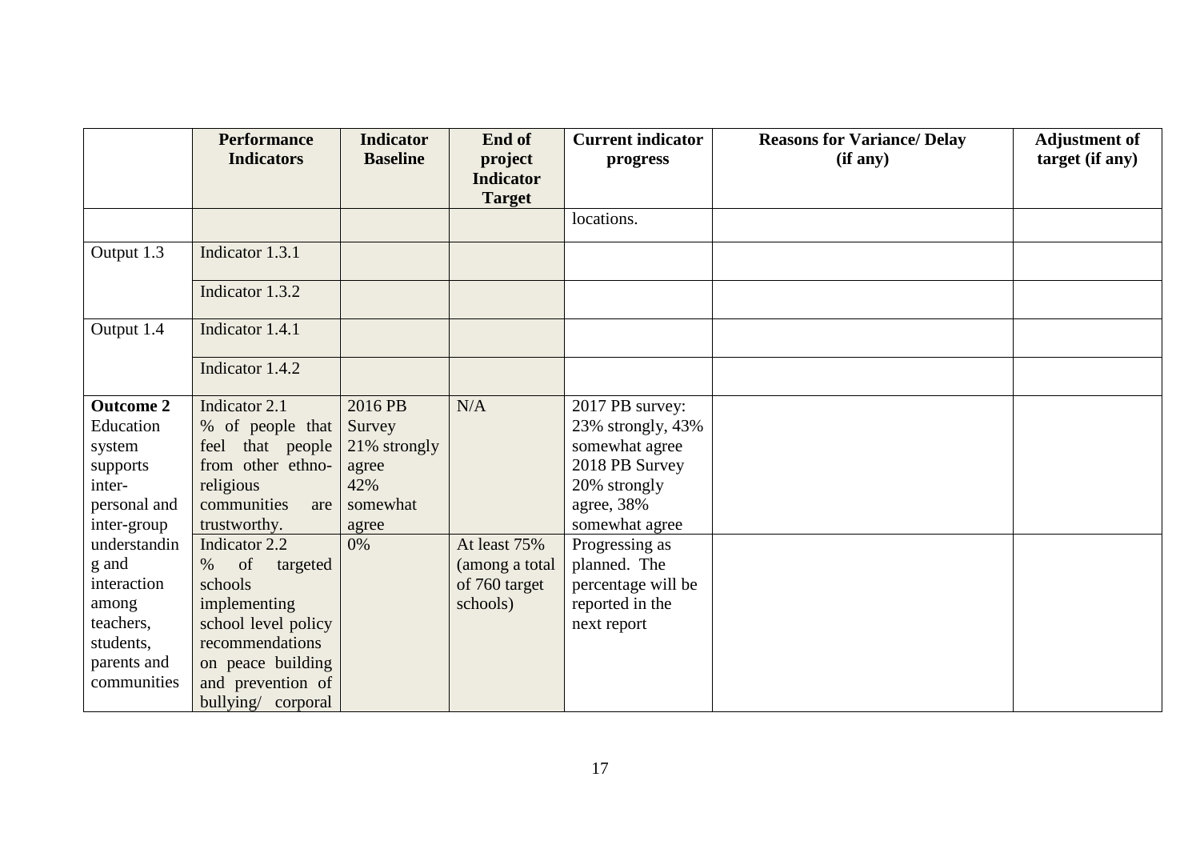|  | Performance Indicators | Indicator Baseline | End of project Indicator Target | Current indicator progress | Reasons for Variance/ Delay (if any) | Adjustment of target (if any) |
|---|---|---|---|---|---|---|
|  |  |  |  | locations. |  |  |
| Output 1.3 | Indicator 1.3.1 |  |  |  |  |  |
|  | Indicator 1.3.2 |  |  |  |  |  |
| Output 1.4 | Indicator 1.4.1 |  |  |  |  |  |
|  | Indicator 1.4.2 |  |  |  |  |  |
| **Outcome 2** Education system supports inter-personal and inter-group understanding and interaction among teachers, students, parents and communities | Indicator 2.1 % of people that feel that people from other ethno-religious communities are trustworthy. | 2016 PB Survey 21% strongly agree 42% somewhat agree | N/A | 2017 PB survey: 23% strongly, 43% somewhat agree 2018 PB Survey 20% strongly agree, 38% somewhat agree |  |  |
|  | Indicator 2.2 % of targeted schools implementing school level policy recommendations on peace building and prevention of bullying/ corporal | 0% | At least 75% (among a total of 760 target schools) | Progressing as planned. The percentage will be reported in the next report |  |  |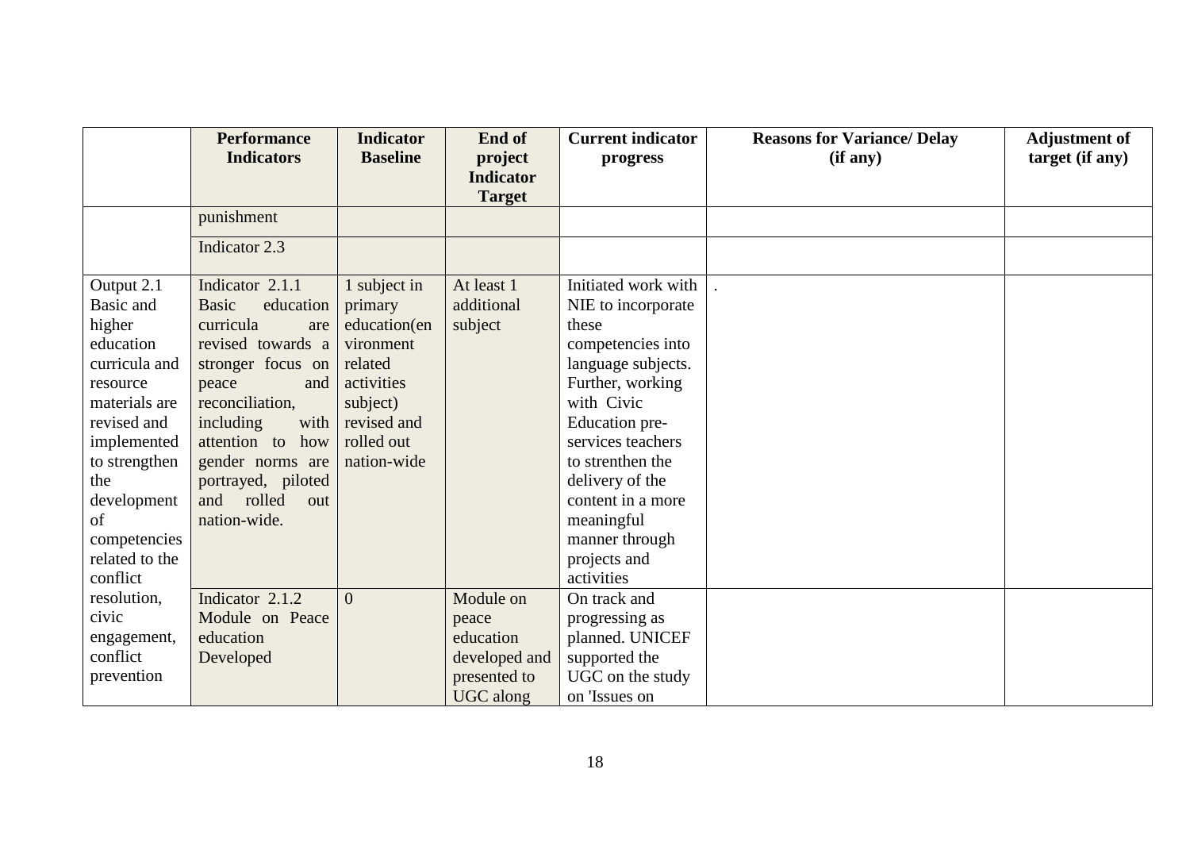|  | Performance Indicators | Indicator Baseline | End of project Indicator Target | Current indicator progress | Reasons for Variance/ Delay (if any) | Adjustment of target (if any) |
|---|---|---|---|---|---|---|
|  | punishment |  |  |  |  |  |
|  | Indicator 2.3 |  |  |  |  |  |
| Output 2.1 Basic and higher education curricula and resource materials are revised and implemented to strengthen the development of competencies related to the conflict resolution, civic engagement, conflict prevention | Indicator 2.1.1 Basic education curricula are revised towards a stronger focus on peace and reconciliation, including with attention to how gender norms are portrayed, piloted and rolled out nation-wide. | 1 subject in primary education(environment related activities subject) revised and rolled out nation-wide | At least 1 additional subject | Initiated work with NIE to incorporate these competencies into language subjects. Further, working with Civic Education pre-services teachers to strenthen the delivery of the content in a more meaningful manner through projects and activities | . |  |
|  | Indicator 2.1.2 Module on Peace education Developed | 0 | Module on peace education developed and presented to UGC along | On track and progressing as planned. UNICEF supported the UGC on the study on 'Issues on |  |  |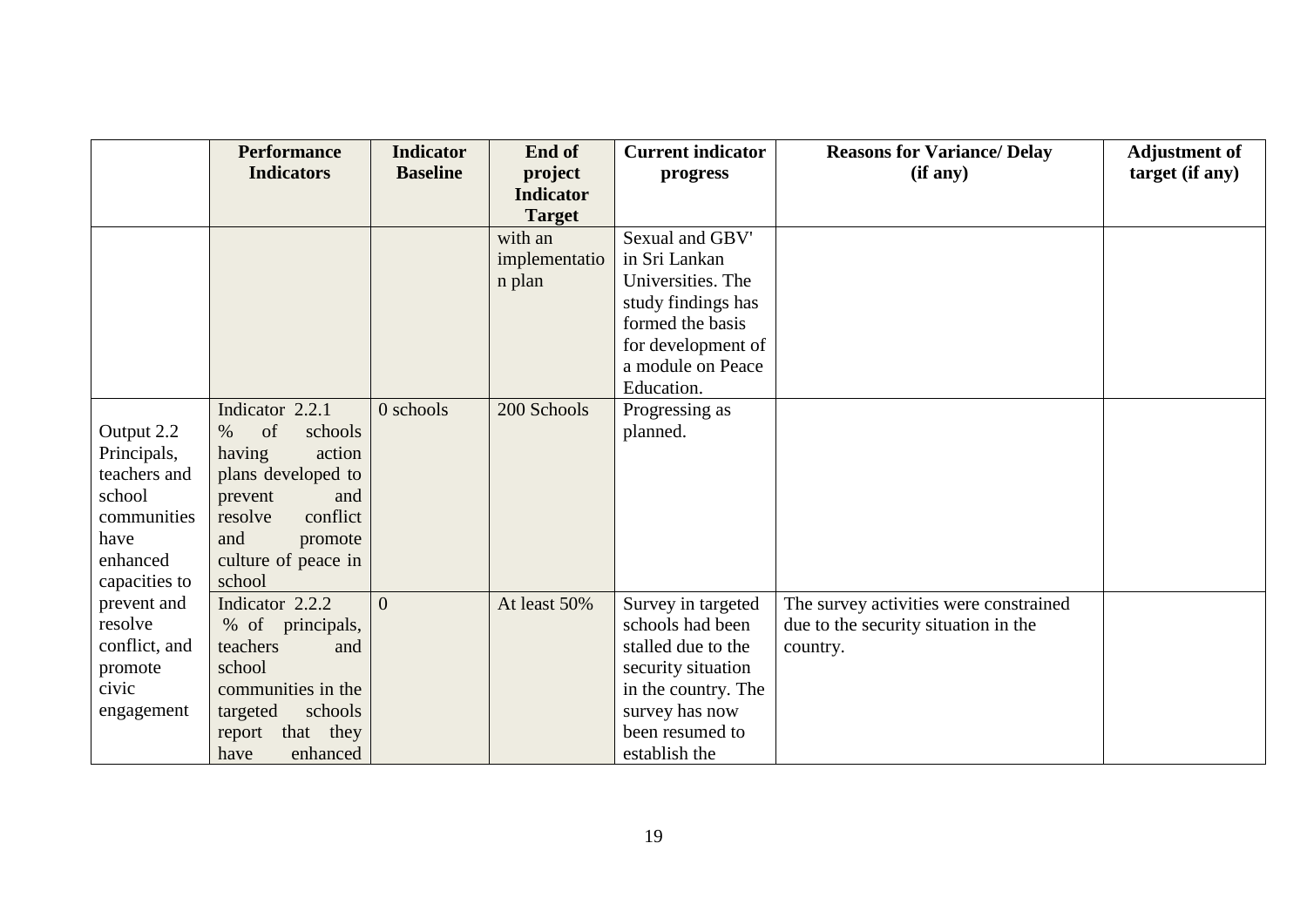| | Performance Indicators | Indicator Baseline | End of project Indicator Target | Current indicator progress | Reasons for Variance/ Delay (if any) | Adjustment of target (if any) |
|---|---|---|---|---|---|---|
| | | | with an implementation plan | Sexual and GBV' in Sri Lankan Universities. The study findings has formed the basis for development of a module on Peace Education. | | |
| Output 2.2 Principals, teachers and school communities have enhanced capacities to prevent and resolve conflict, and promote civic engagement | Indicator 2.2.1 % of schools having action plans developed to prevent and resolve conflict and promote culture of peace in school | 0 schools | 200 Schools | Progressing as planned. | | |
| | Indicator 2.2.2 % of principals, teachers and school communities in the targeted schools report that they have enhanced | 0 | At least 50% | Survey in targeted schools had been stalled due to the security situation in the country. The survey has now been resumed to establish the | The survey activities were constrained due to the security situation in the country. | |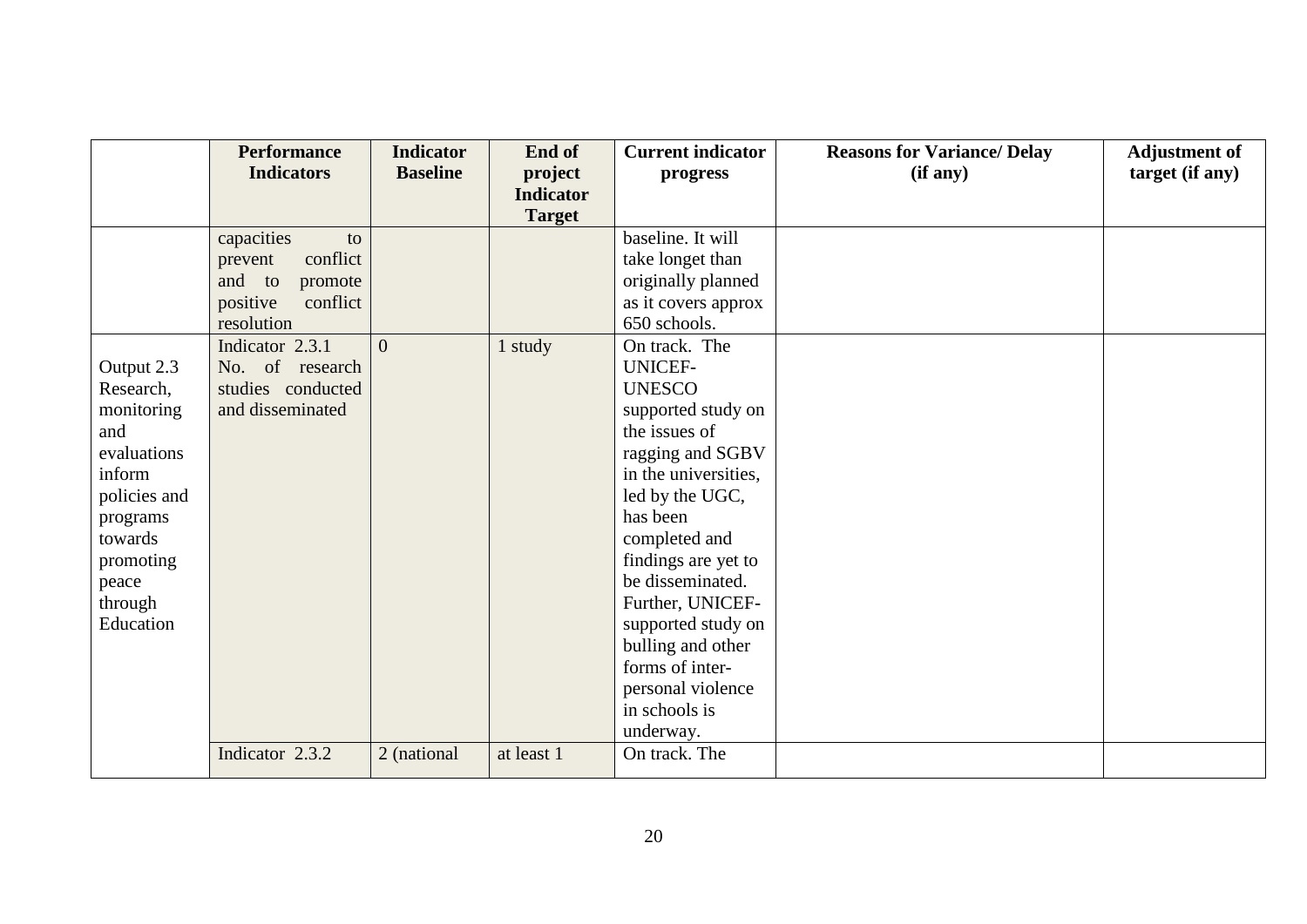| | Performance Indicators | Indicator Baseline | End of project Indicator Target | Current indicator progress | Reasons for Variance/ Delay (if any) | Adjustment of target (if any) |
|---|---|---|---|---|---|---|
| | capacities to prevent conflict and to promote positive conflict resolution | | | baseline. It will take longet than originally planned as it covers approx 650 schools. | | |
| Output 2.3 Research, monitoring and evaluations inform policies and programs towards promoting peace through Education | Indicator 2.3.1 No. of research studies conducted and disseminated | 0 | 1 study | On track. The UNICEF-UNESCO supported study on the issues of ragging and SGBV in the universities, led by the UGC, has been completed and findings are yet to be disseminated. Further, UNICEF-supported study on bulling and other forms of inter-personal violence in schools is underway. | | |
| | Indicator 2.3.2 | 2 (national | at least 1 | On track. The | | |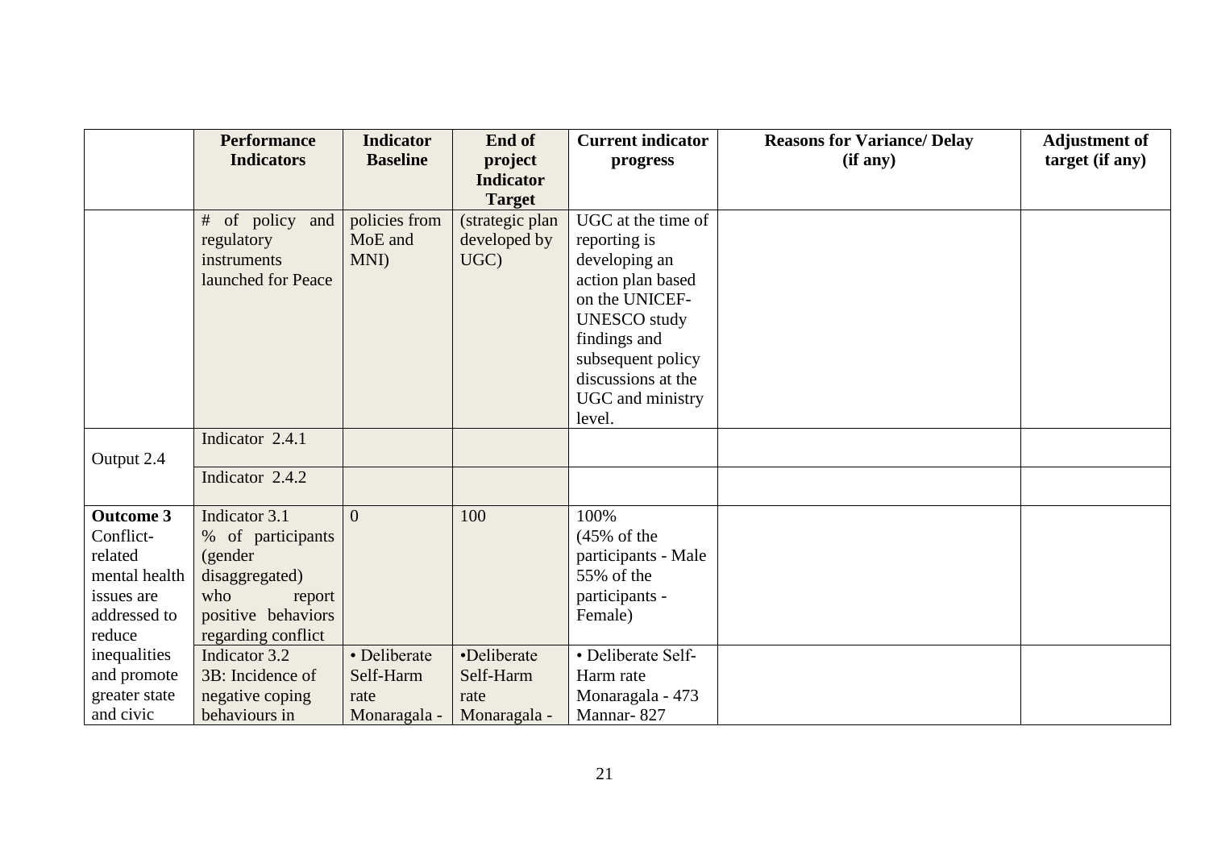| | Performance Indicators | Indicator Baseline | End of project Indicator Target | Current indicator progress | Reasons for Variance/ Delay (if any) | Adjustment of target (if any) |
|---|---|---|---|---|---|---|
| | # of policy and regulatory instruments launched for Peace | policies from MoE and MNI) | (strategic plan developed by UGC) | UGC at the time of reporting is developing an action plan based on the UNICEF-UNESCO study findings and subsequent policy discussions at the UGC and ministry level. | | |
| Output 2.4 | Indicator 2.4.1 | | | | | |
| | Indicator 2.4.2 | | | | | |
| **Outcome 3** Conflict-related mental health issues are addressed to reduce inequalities and promote greater state and civic | Indicator 3.1 % of participants (gender disaggregated) who report positive behaviors regarding conflict | 0 | 100 | 100% (45% of the participants - Male 55% of the participants - Female) | | |
| | Indicator 3.2 3B: Incidence of negative coping behaviours in | • Deliberate Self-Harm rate Monaragala - | •Deliberate Self-Harm rate Monaragala - | • Deliberate Self-Harm rate Monaragala - 473 Mannar- 827 | | |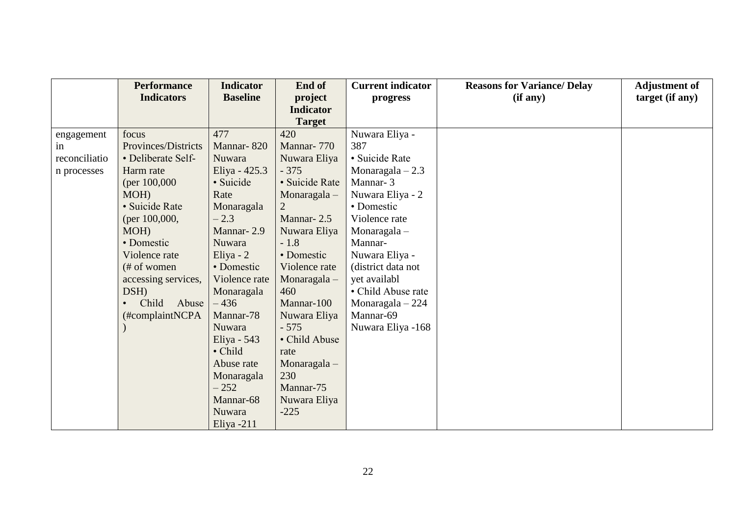| | Performance Indicators | Indicator Baseline | End of project Indicator Target | Current indicator progress | Reasons for Variance/ Delay (if any) | Adjustment of target (if any) |
|---|---|---|---|---|---|---|
| engagement in reconciliation processes | focus Provinces/Districts<br>• Deliberate Self-Harm rate (per 100,000 MOH)<br>• Suicide Rate (per 100,000, MOH)<br>• Domestic Violence rate (# of women accessing services, DSH)<br>• Child Abuse (#complaintNCPA) | 477<br>Mannar- 820<br>Nuwara Eliya - 425.3<br>• Suicide Rate<br>Monaragala – 2.3<br>Mannar- 2.9<br>Nuwara Eliya - 2<br>• Domestic Violence rate<br>Monaragala – 436<br>Mannar-78<br>Nuwara Eliya - 543<br>• Child Abuse rate<br>Monaragala – 252<br>Mannar-68<br>Nuwara Eliya -211 | 420<br>Mannar- 770<br>Nuwara Eliya - 375<br>• Suicide Rate<br>Monaragala – 2<br>Mannar- 2.5<br>Nuwara Eliya - 1.8<br>• Domestic Violence rate<br>Monaragala – 460<br>Mannar-100<br>Nuwara Eliya - 575<br>• Child Abuse rate<br>Monaragala – 230<br>Mannar-75<br>Nuwara Eliya -225 | Nuwara Eliya - 387<br>• Suicide Rate<br>Monaragala – 2.3<br>Mannar- 3<br>Nuwara Eliya - 2<br>• Domestic Violence rate<br>Monaragala –<br>Mannar-<br>Nuwara Eliya -<br>(district data not yet availabl<br>• Child Abuse rate<br>Monaragala – 224<br>Mannar-69<br>Nuwara Eliya -168 | | |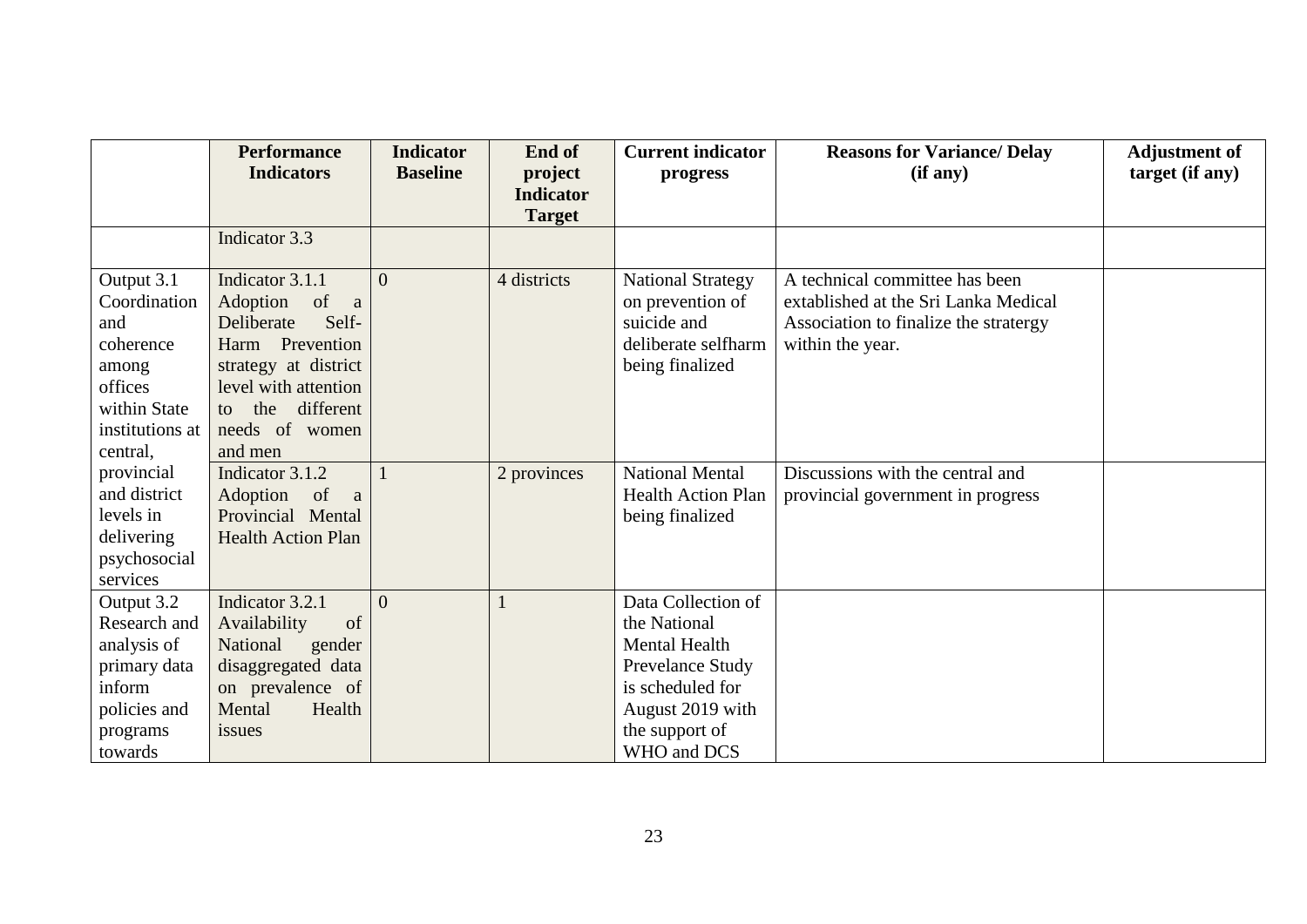| | Performance Indicators | Indicator Baseline | End of project Indicator Target | Current indicator progress | Reasons for Variance/ Delay (if any) | Adjustment of target (if any) |
|---|---|---|---|---|---|---|
| | Indicator 3.3 | | | | | |
| Output 3.1 Coordination and coherence among offices within State institutions at central, provincial and district levels in delivering psychosocial services | Indicator 3.1.1 Adoption of a Deliberate Self-Harm Prevention strategy at district level with attention to the different needs of women and men | 0 | 4 districts | National Strategy on prevention of suicide and deliberate selfharm being finalized | A technical committee has been extablished at the Sri Lanka Medical Association to finalize the stratergy within the year. | |
| | Indicator 3.1.2 Adoption of a Provincial Mental Health Action Plan | 1 | 2 provinces | National Mental Health Action Plan being finalized | Discussions with the central and provincial government in progress | |
| Output 3.2 Research and analysis of primary data inform policies and programs towards | Indicator 3.2.1 Availability of National gender disaggregated data on prevalence of Mental Health issues | 0 | 1 | Data Collection of the National Mental Health Prevelance Study is scheduled for August 2019 with the support of WHO and DCS | | |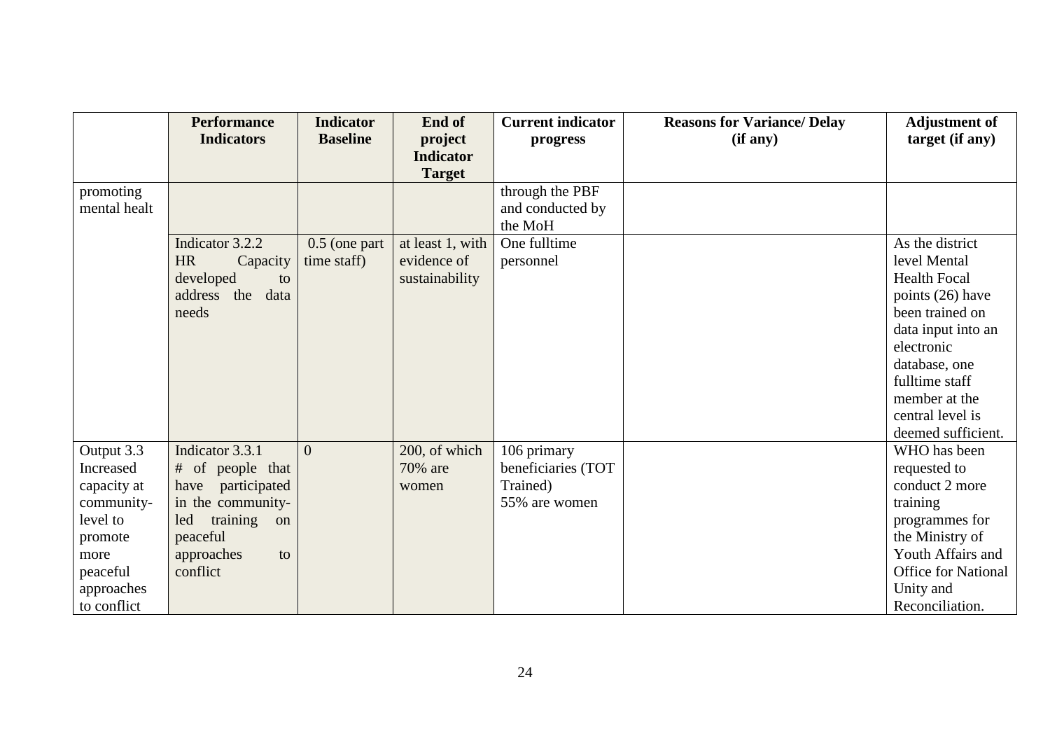| | Performance Indicators | Indicator Baseline | End of project Indicator Target | Current indicator progress | Reasons for Variance/ Delay (if any) | Adjustment of target (if any) |
|---|---|---|---|---|---|---|
| promoting mental healt | | | | through the PBF and conducted by the MoH | | |
| | Indicator 3.2.2 HR Capacity developed to address the data needs | 0.5 (one part time staff) | at least 1, with evidence of sustainability | One fulltime personnel | | As the district level Mental Health Focal points (26) have been trained on data input into an electronic database, one fulltime staff member at the central level is deemed sufficient. |
| Output 3.3 Increased capacity at community-level to promote more peaceful approaches to conflict | Indicator 3.3.1 # of people that have participated in the community-led training on peaceful approaches to conflict | 0 | 200, of which 70% are women | 106 primary beneficiaries (TOT Trained) 55% are women | | WHO has been requested to conduct 2 more training programmes for the Ministry of Youth Affairs and Office for National Unity and Reconciliation. |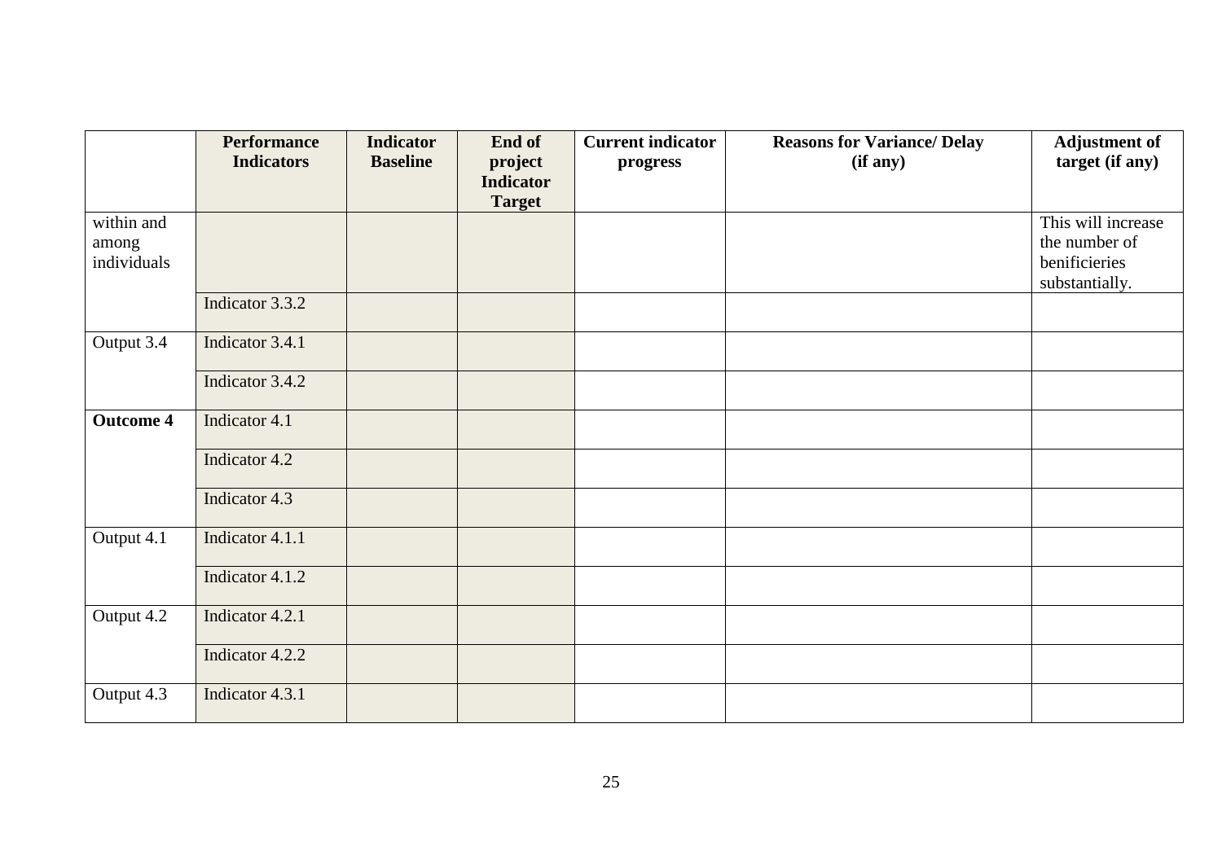| | Performance Indicators | Indicator Baseline | End of project Indicator Target | Current indicator progress | Reasons for Variance/ Delay (if any) | Adjustment of target (if any) |
|---|---|---|---|---|---|---|
| within and among individuals | | | | | | This will increase the number of benificieries substantially. |
| | Indicator 3.3.2 | | | | | |
| Output 3.4 | Indicator 3.4.1 | | | | | |
| | Indicator 3.4.2 | | | | | |
| **Outcome 4** | Indicator 4.1 | | | | | |
| | Indicator 4.2 | | | | | |
| | Indicator 4.3 | | | | | |
| Output 4.1 | Indicator 4.1.1 | | | | | |
| | Indicator 4.1.2 | | | | | |
| Output 4.2 | Indicator 4.2.1 | | | | | |
| | Indicator 4.2.2 | | | | | |
| Output 4.3 | Indicator 4.3.1 | | | | | |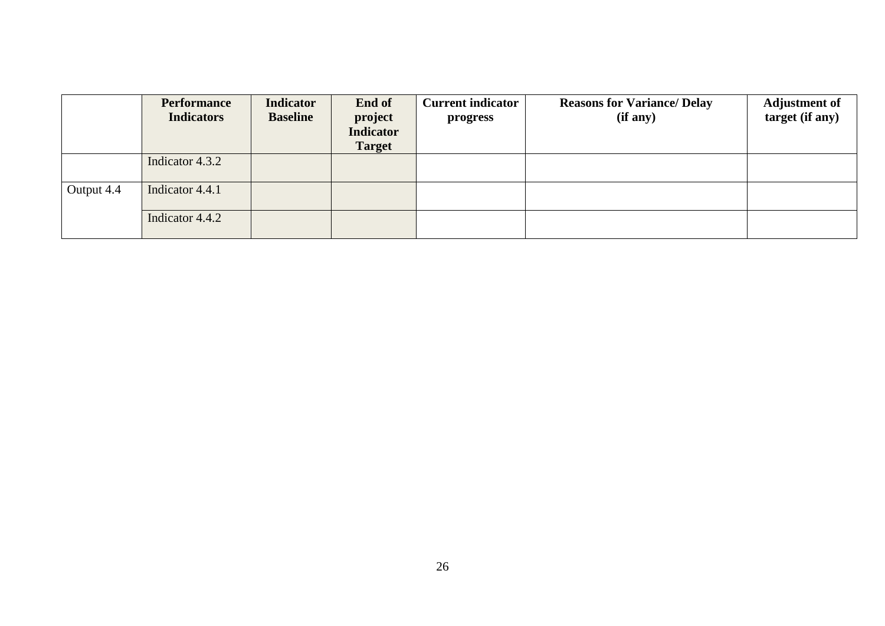| | Performance Indicators | Indicator Baseline | End of project Indicator Target | Current indicator progress | Reasons for Variance/ Delay (if any) | Adjustment of target (if any) |
|---|---|---|---|---|---|---|
| | Indicator 4.3.2 | | | | | |
| Output 4.4 | Indicator 4.4.1 | | | | | |
| | Indicator 4.4.2 | | | | | |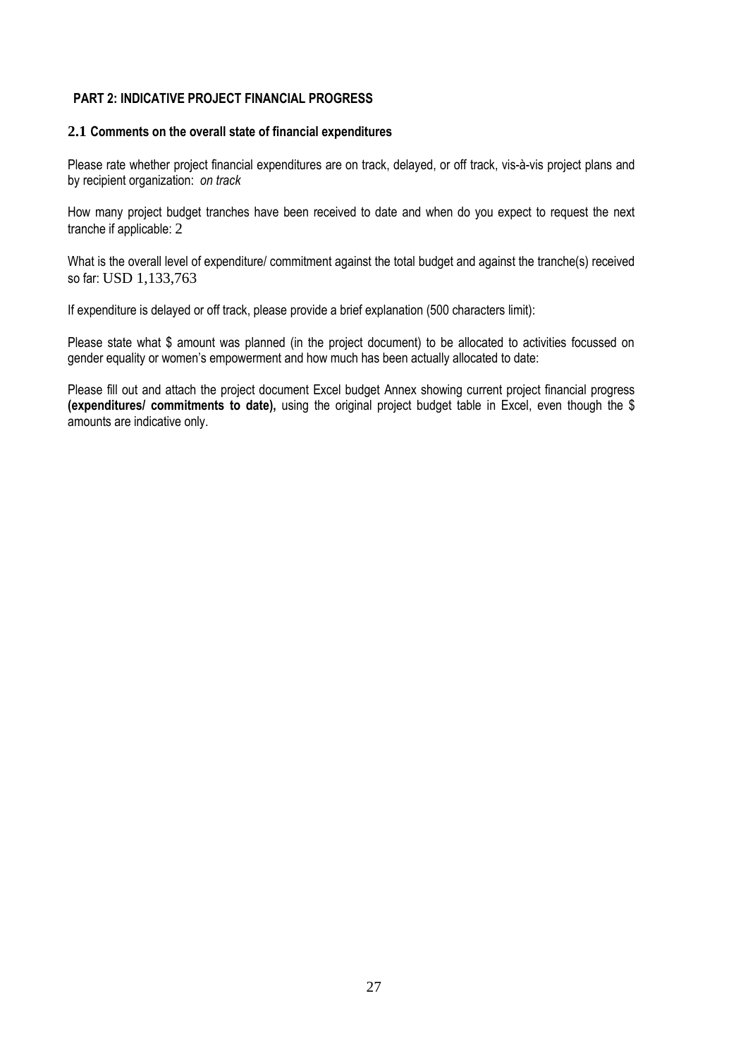## PART 2: INDICATIVE PROJECT FINANCIAL PROGRESS

### 2.1 Comments on the overall state of financial expenditures

Please rate whether project financial expenditures are on track, delayed, or off track, vis-à-vis project plans and by recipient organization: *on track*

How many project budget tranches have been received to date and when do you expect to request the next tranche if applicable: 2

What is the overall level of expenditure/ commitment against the total budget and against the tranche(s) received so far: USD 1,133,763

If expenditure is delayed or off track, please provide a brief explanation (500 characters limit):

Please state what $ amount was planned (in the project document) to be allocated to activities focussed on gender equality or women's empowerment and how much has been actually allocated to date:

Please fill out and attach the project document Excel budget Annex showing current project financial progress **(expenditures/ commitments to date),** using the original project budget table in Excel, even though the $ amounts are indicative only.